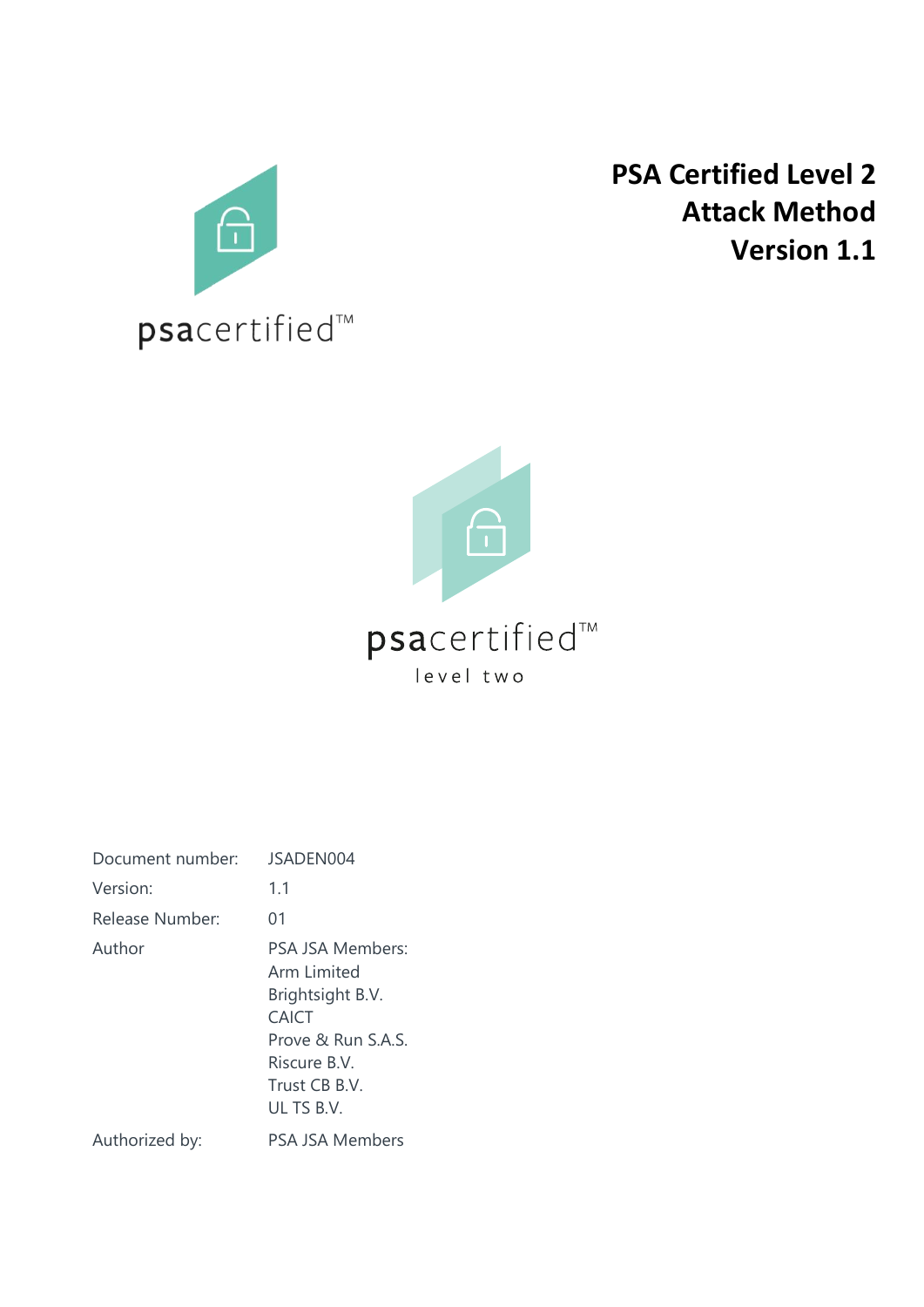psacertified™

# PSA Certified Level 2 Attack Method Version 1.1

psacertified™

level two

| | |
|---|---|
| Document number: | JSADEN004 |
| Version: | 1.1 |
| Release Number: | 01 |
| Author | PSA JSA Members:<br>Arm Limited<br>Brightsight B.V.<br>CAICT<br>Prove & Run S.A.S.<br>Riscure B.V.<br>Trust CB B.V.<br>UL TS B.V. |
| Authorized by: | PSA JSA Members |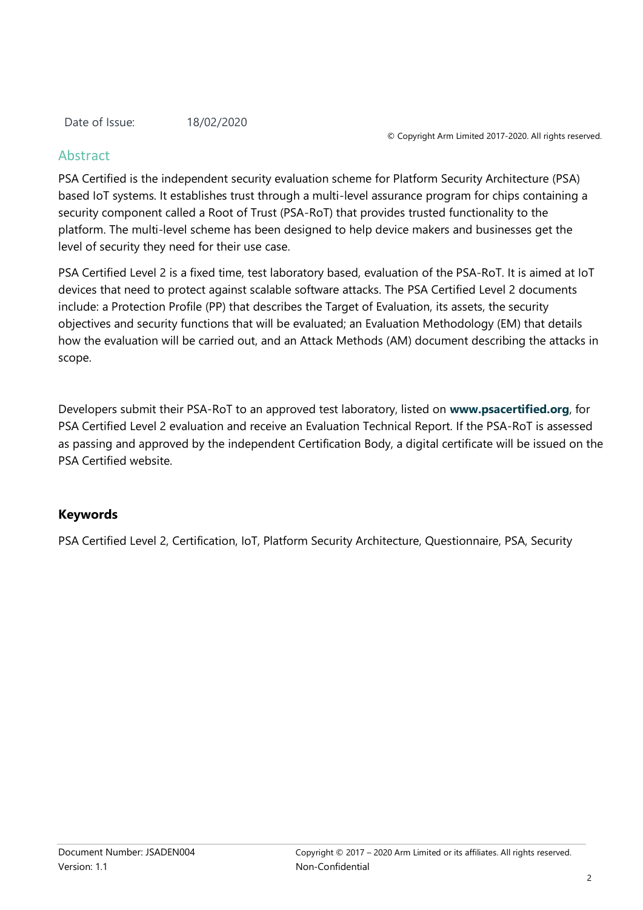Date of Issue: 18/02/2020

© Copyright Arm Limited 2017-2020. All rights reserved.

## Abstract

PSA Certified is the independent security evaluation scheme for Platform Security Architecture (PSA) based IoT systems. It establishes trust through a multi-level assurance program for chips containing a security component called a Root of Trust (PSA-RoT) that provides trusted functionality to the platform. The multi-level scheme has been designed to help device makers and businesses get the level of security they need for their use case.

PSA Certified Level 2 is a fixed time, test laboratory based, evaluation of the PSA-RoT. It is aimed at IoT devices that need to protect against scalable software attacks. The PSA Certified Level 2 documents include: a Protection Profile (PP) that describes the Target of Evaluation, its assets, the security objectives and security functions that will be evaluated; an Evaluation Methodology (EM) that details how the evaluation will be carried out, and an Attack Methods (AM) document describing the attacks in scope.

Developers submit their PSA-RoT to an approved test laboratory, listed on **www.psacertified.org**, for PSA Certified Level 2 evaluation and receive an Evaluation Technical Report. If the PSA-RoT is assessed as passing and approved by the independent Certification Body, a digital certificate will be issued on the PSA Certified website.

### Keywords

PSA Certified Level 2, Certification, IoT, Platform Security Architecture, Questionnaire, PSA, Security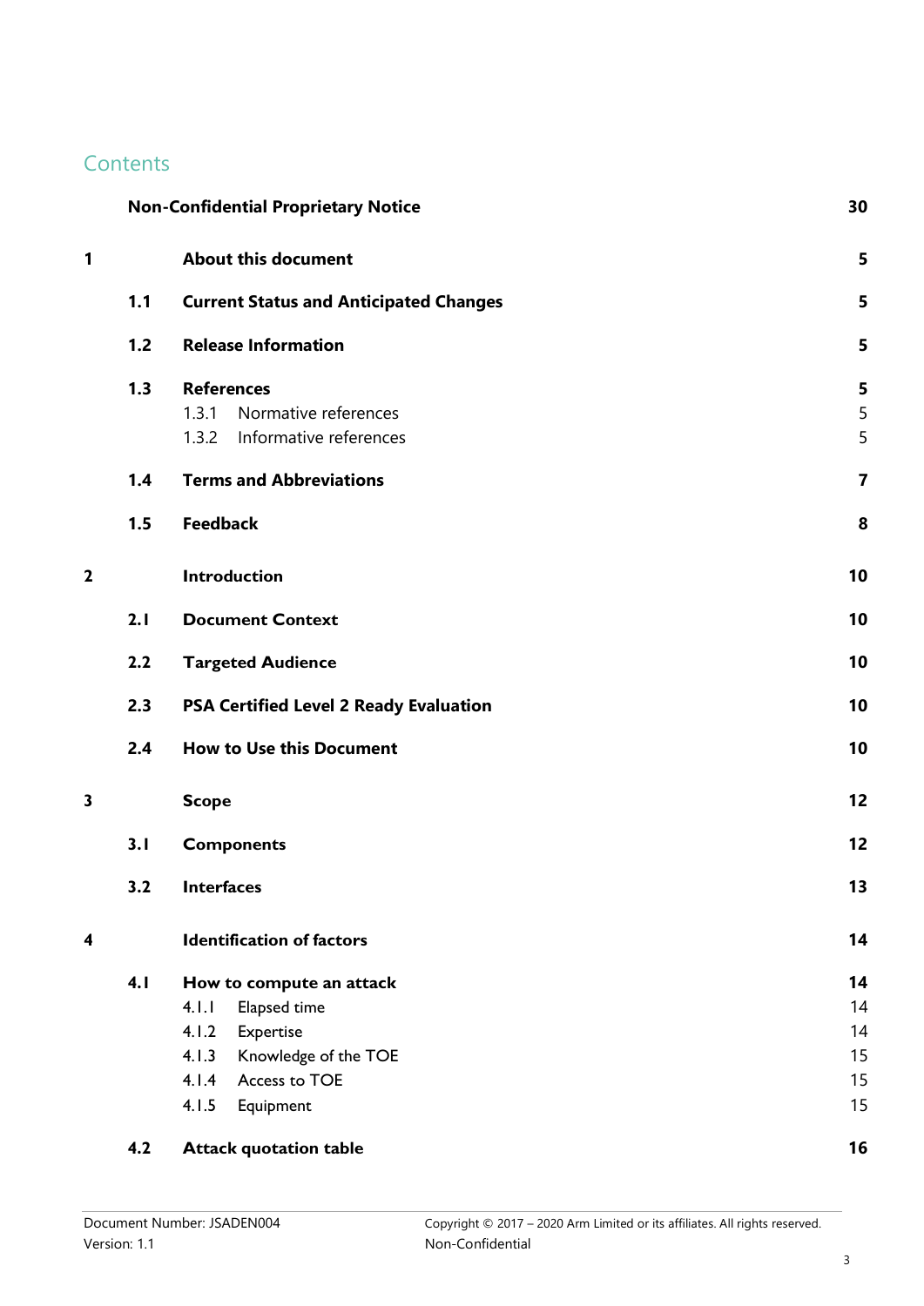## Contents

| | | | |
|---|---|---|---|
| | **Non-Confidential Proprietary Notice** | | **30** |
| **1** | | **About this document** | **5** |
| | **1.1** | **Current Status and Anticipated Changes** | **5** |
| | **1.2** | **Release Information** | **5** |
| | **1.3** | **References** | **5** |
| | | 1.3.1 Normative references | 5 |
| | | 1.3.2 Informative references | 5 |
| | **1.4** | **Terms and Abbreviations** | **7** |
| | **1.5** | **Feedback** | **8** |
| **2** | | **Introduction** | **10** |
| | **2.1** | **Document Context** | **10** |
| | **2.2** | **Targeted Audience** | **10** |
| | **2.3** | **PSA Certified Level 2 Ready Evaluation** | **10** |
| | **2.4** | **How to Use this Document** | **10** |
| **3** | | **Scope** | **12** |
| | **3.1** | **Components** | **12** |
| | **3.2** | **Interfaces** | **13** |
| **4** | | **Identification of factors** | **14** |
| | **4.1** | **How to compute an attack** | **14** |
| | | 4.1.1 Elapsed time | 14 |
| | | 4.1.2 Expertise | 14 |
| | | 4.1.3 Knowledge of the TOE | 15 |
| | | 4.1.4 Access to TOE | 15 |
| | | 4.1.5 Equipment | 15 |
| | **4.2** | **Attack quotation table** | **16** |

Document Number: JSADEN004
Version: 1.1

Copyright © 2017 – 2020 Arm Limited or its affiliates. All rights reserved.
Non-Confidential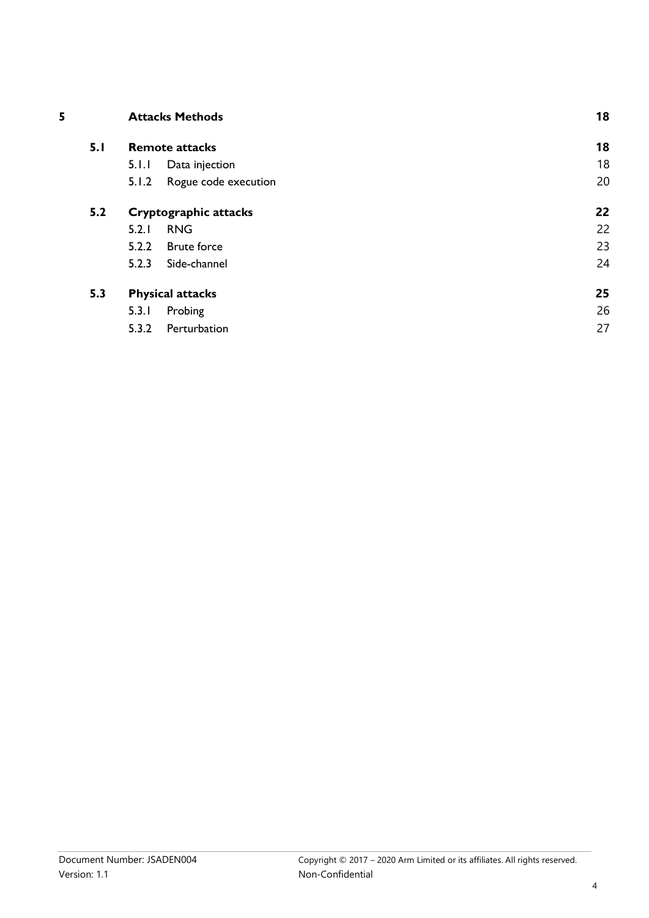| | | | |
|---|---|---|---|
| **5** | **Attacks Methods** | | **18** |
| **5.1** | **Remote attacks** | | **18** |
| | 5.1.1 | Data injection | 18 |
| | 5.1.2 | Rogue code execution | 20 |
| **5.2** | **Cryptographic attacks** | | **22** |
| | 5.2.1 | RNG | 22 |
| | 5.2.2 | Brute force | 23 |
| | 5.2.3 | Side-channel | 24 |
| **5.3** | **Physical attacks** | | **25** |
| | 5.3.1 | Probing | 26 |
| | 5.3.2 | Perturbation | 27 |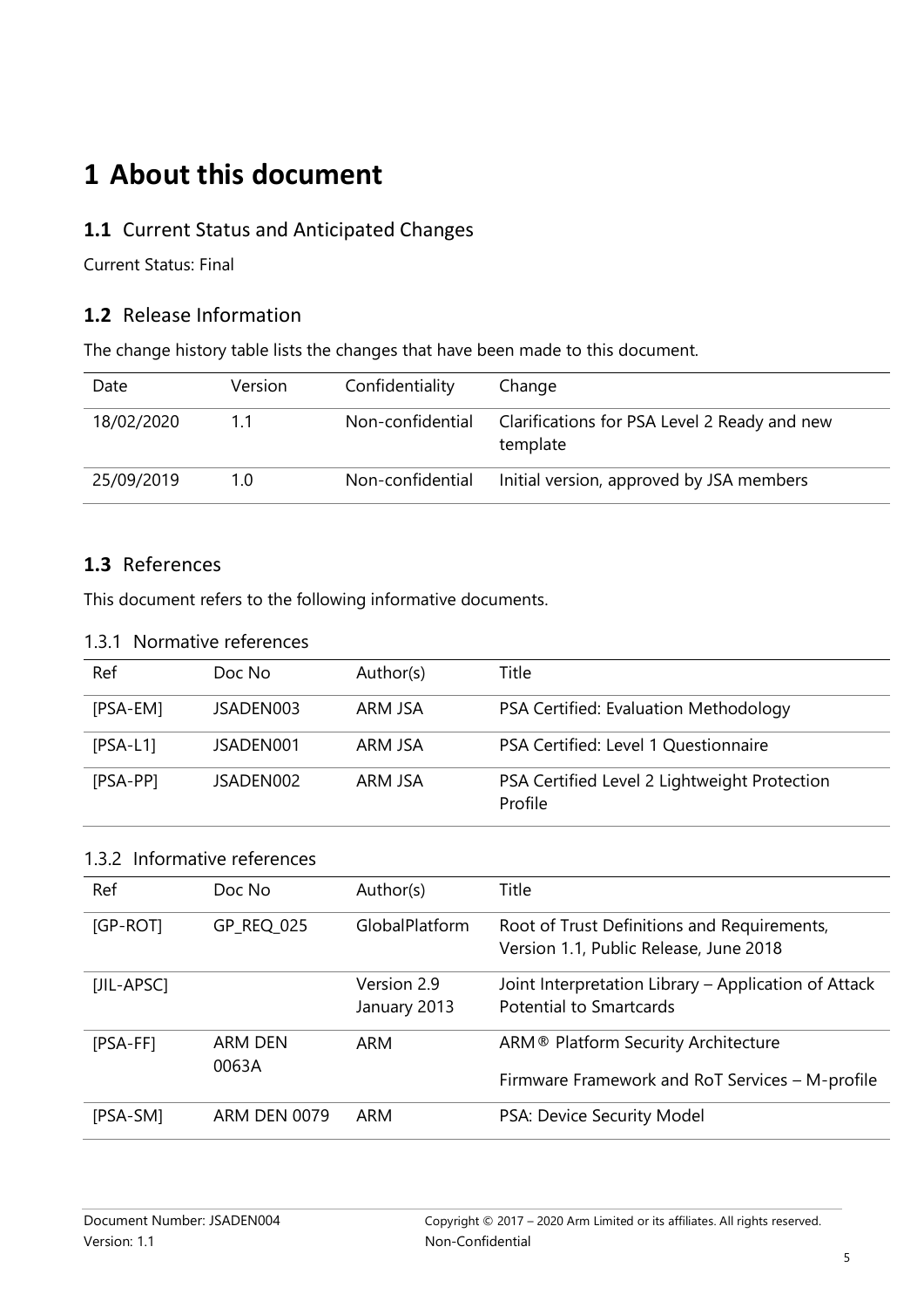# 1 About this document

## 1.1 Current Status and Anticipated Changes

Current Status: Final

## 1.2 Release Information

The change history table lists the changes that have been made to this document.

| Date | Version | Confidentiality | Change |
|---|---|---|---|
| 18/02/2020 | 1.1 | Non-confidential | Clarifications for PSA Level 2 Ready and new template |
| 25/09/2019 | 1.0 | Non-confidential | Initial version, approved by JSA members |

## 1.3 References

This document refers to the following informative documents.

### 1.3.1 Normative references

| Ref | Doc No | Author(s) | Title |
|---|---|---|---|
| [PSA-EM] | JSADEN003 | ARM JSA | PSA Certified: Evaluation Methodology |
| [PSA-L1] | JSADEN001 | ARM JSA | PSA Certified: Level 1 Questionnaire |
| [PSA-PP] | JSADEN002 | ARM JSA | PSA Certified Level 2 Lightweight Protection Profile |

### 1.3.2 Informative references

| Ref | Doc No | Author(s) | Title |
|---|---|---|---|
| [GP-ROT] | GP_REQ_025 | GlobalPlatform | Root of Trust Definitions and Requirements, Version 1.1, Public Release, June 2018 |
| [JIL-APSC] | | Version 2.9 January 2013 | Joint Interpretation Library – Application of Attack Potential to Smartcards |
| [PSA-FF] | ARM DEN 0063A | ARM | ARM® Platform Security Architecture Firmware Framework and RoT Services – M-profile |
| [PSA-SM] | ARM DEN 0079 | ARM | PSA: Device Security Model |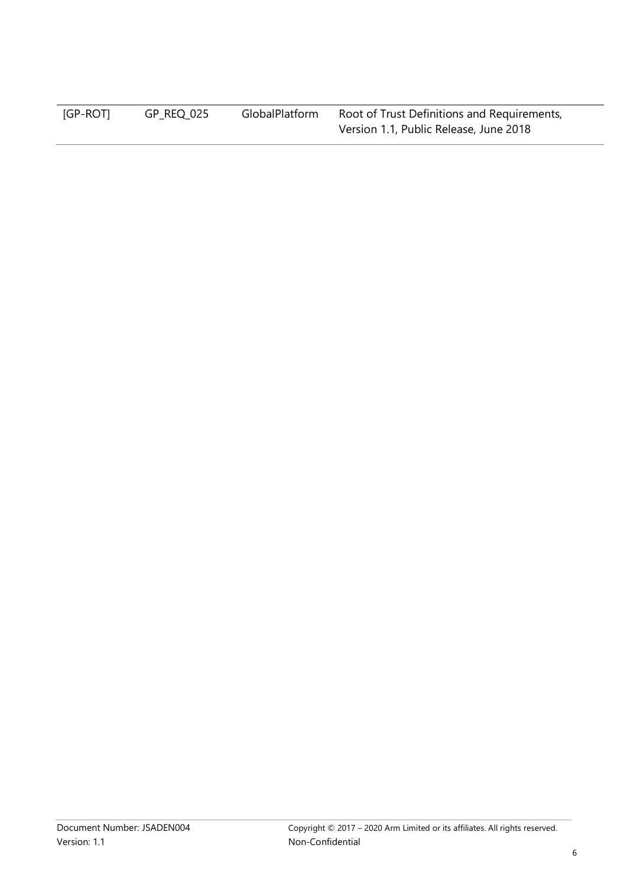| | | | |
|---|---|---|---|
| [GP-ROT] | GP_REQ_025 | GlobalPlatform | Root of Trust Definitions and Requirements, Version 1.1, Public Release, June 2018 |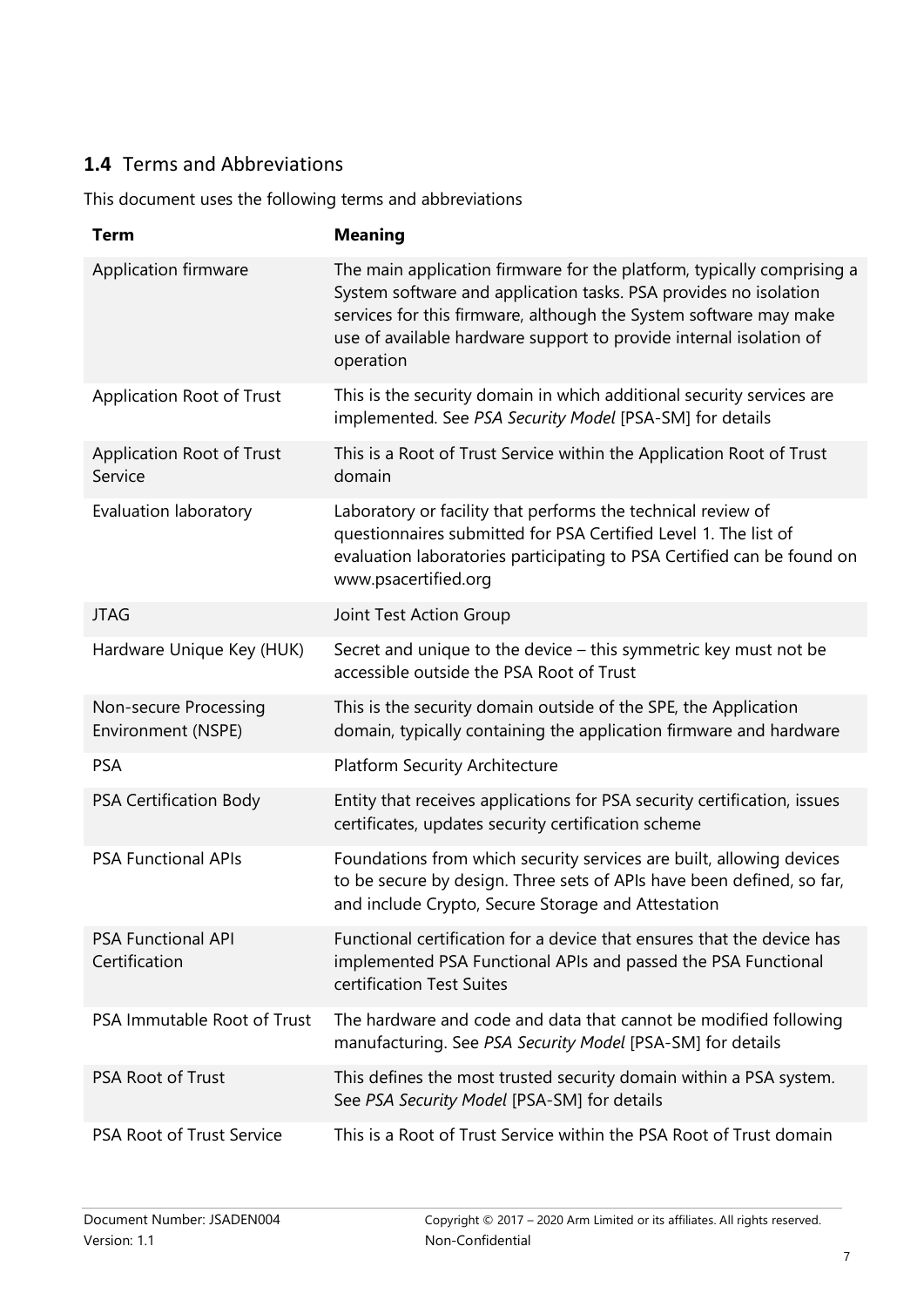## 1.4 Terms and Abbreviations

This document uses the following terms and abbreviations

| Term | Meaning |
|---|---|
| Application firmware | The main application firmware for the platform, typically comprising a System software and application tasks. PSA provides no isolation services for this firmware, although the System software may make use of available hardware support to provide internal isolation of operation |
| Application Root of Trust | This is the security domain in which additional security services are implemented. See *PSA Security Model* [PSA-SM] for details |
| Application Root of Trust Service | This is a Root of Trust Service within the Application Root of Trust domain |
| Evaluation laboratory | Laboratory or facility that performs the technical review of questionnaires submitted for PSA Certified Level 1. The list of evaluation laboratories participating to PSA Certified can be found on www.psacertified.org |
| JTAG | Joint Test Action Group |
| Hardware Unique Key (HUK) | Secret and unique to the device – this symmetric key must not be accessible outside the PSA Root of Trust |
| Non-secure Processing Environment (NSPE) | This is the security domain outside of the SPE, the Application domain, typically containing the application firmware and hardware |
| PSA | Platform Security Architecture |
| PSA Certification Body | Entity that receives applications for PSA security certification, issues certificates, updates security certification scheme |
| PSA Functional APIs | Foundations from which security services are built, allowing devices to be secure by design. Three sets of APIs have been defined, so far, and include Crypto, Secure Storage and Attestation |
| PSA Functional API Certification | Functional certification for a device that ensures that the device has implemented PSA Functional APIs and passed the PSA Functional certification Test Suites |
| PSA Immutable Root of Trust | The hardware and code and data that cannot be modified following manufacturing. See *PSA Security Model* [PSA-SM] for details |
| PSA Root of Trust | This defines the most trusted security domain within a PSA system. See *PSA Security Model* [PSA-SM] for details |
| PSA Root of Trust Service | This is a Root of Trust Service within the PSA Root of Trust domain |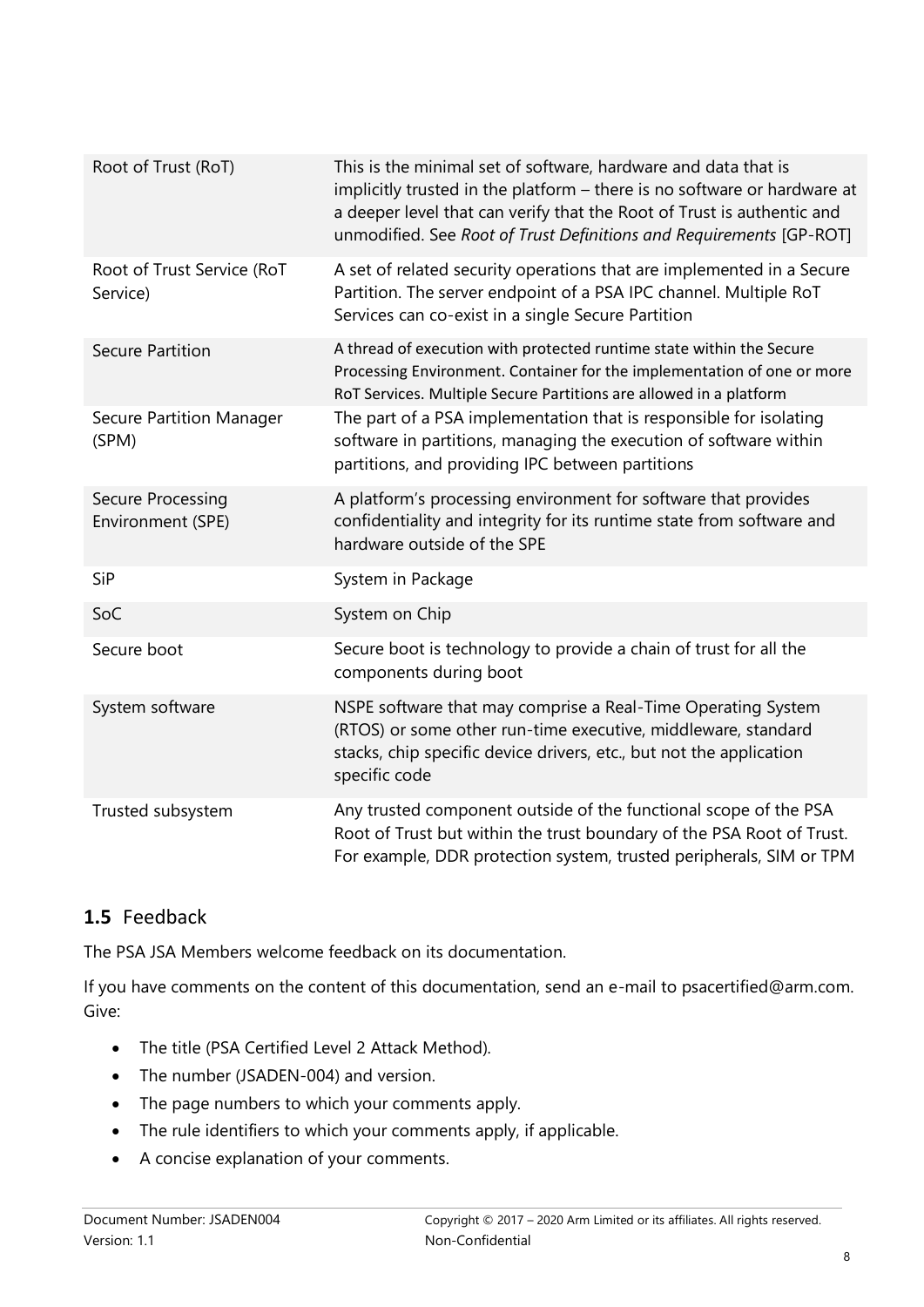| | |
|---|---|
| Root of Trust (RoT) | This is the minimal set of software, hardware and data that is implicitly trusted in the platform – there is no software or hardware at a deeper level that can verify that the Root of Trust is authentic and unmodified. See *Root of Trust Definitions and Requirements* [GP-ROT] |
| Root of Trust Service (RoT Service) | A set of related security operations that are implemented in a Secure Partition. The server endpoint of a PSA IPC channel. Multiple RoT Services can co-exist in a single Secure Partition |
| Secure Partition | A thread of execution with protected runtime state within the Secure Processing Environment. Container for the implementation of one or more RoT Services. Multiple Secure Partitions are allowed in a platform |
| Secure Partition Manager (SPM) | The part of a PSA implementation that is responsible for isolating software in partitions, managing the execution of software within partitions, and providing IPC between partitions |
| Secure Processing Environment (SPE) | A platform's processing environment for software that provides confidentiality and integrity for its runtime state from software and hardware outside of the SPE |
| SiP | System in Package |
| SoC | System on Chip |
| Secure boot | Secure boot is technology to provide a chain of trust for all the components during boot |
| System software | NSPE software that may comprise a Real-Time Operating System (RTOS) or some other run-time executive, middleware, standard stacks, chip specific device drivers, etc., but not the application specific code |
| Trusted subsystem | Any trusted component outside of the functional scope of the PSA Root of Trust but within the trust boundary of the PSA Root of Trust. For example, DDR protection system, trusted peripherals, SIM or TPM |

## 1.5 Feedback

The PSA JSA Members welcome feedback on its documentation.

If you have comments on the content of this documentation, send an e-mail to psacertified@arm.com. Give:

- The title (PSA Certified Level 2 Attack Method).
- The number (JSADEN-004) and version.
- The page numbers to which your comments apply.
- The rule identifiers to which your comments apply, if applicable.
- A concise explanation of your comments.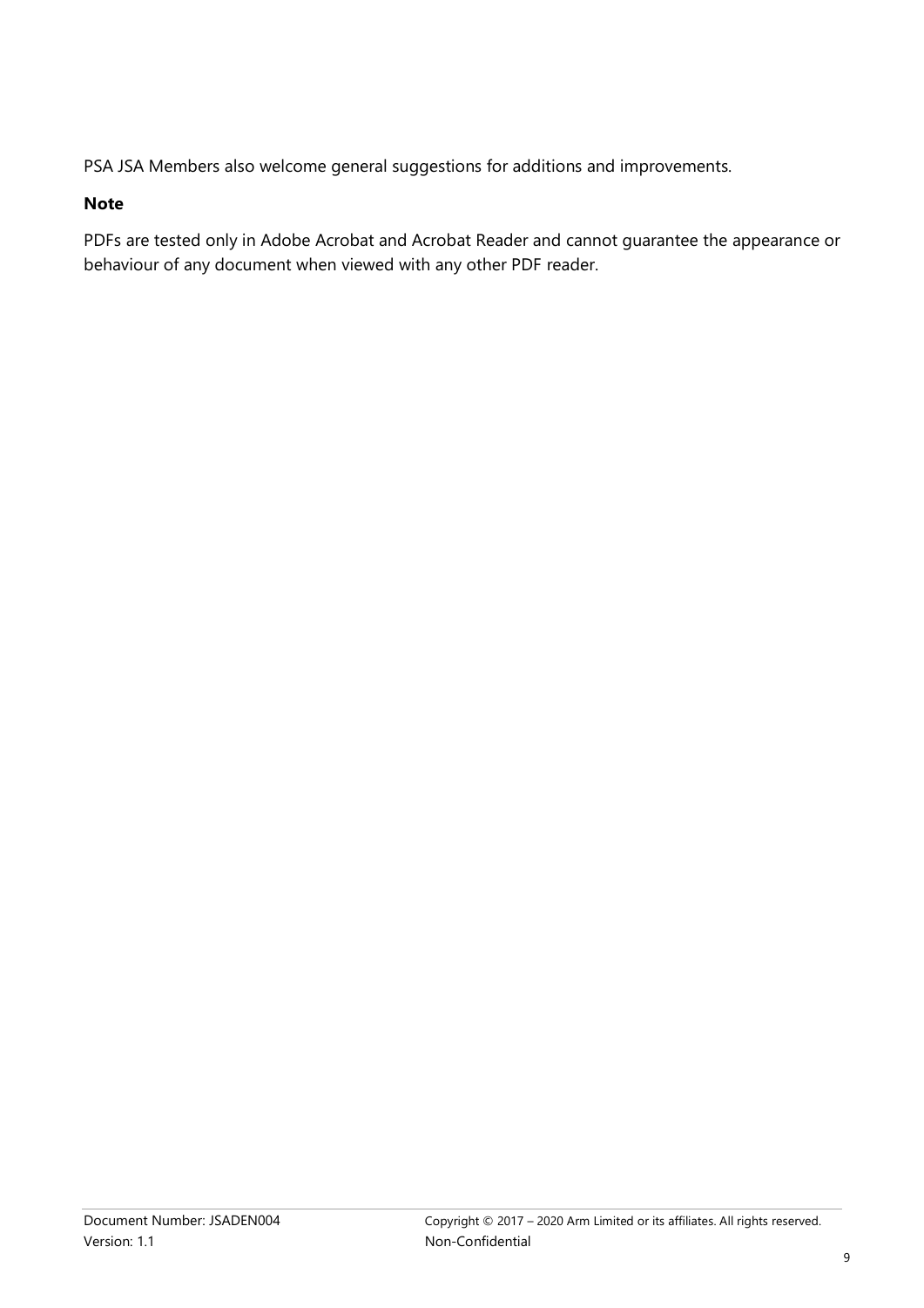PSA JSA Members also welcome general suggestions for additions and improvements.

**Note**

PDFs are tested only in Adobe Acrobat and Acrobat Reader and cannot guarantee the appearance or behaviour of any document when viewed with any other PDF reader.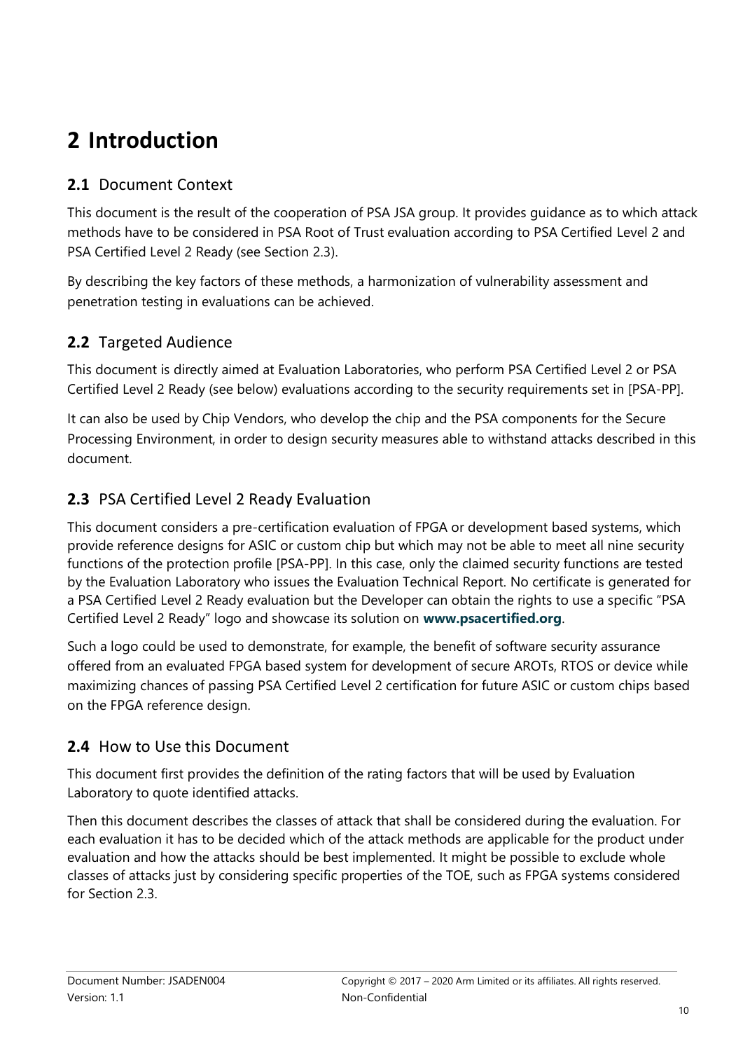# 2 Introduction

## 2.1 Document Context

This document is the result of the cooperation of PSA JSA group. It provides guidance as to which attack methods have to be considered in PSA Root of Trust evaluation according to PSA Certified Level 2 and PSA Certified Level 2 Ready (see Section 2.3).

By describing the key factors of these methods, a harmonization of vulnerability assessment and penetration testing in evaluations can be achieved.

## 2.2 Targeted Audience

This document is directly aimed at Evaluation Laboratories, who perform PSA Certified Level 2 or PSA Certified Level 2 Ready (see below) evaluations according to the security requirements set in [PSA-PP].

It can also be used by Chip Vendors, who develop the chip and the PSA components for the Secure Processing Environment, in order to design security measures able to withstand attacks described in this document.

## 2.3 PSA Certified Level 2 Ready Evaluation

This document considers a pre-certification evaluation of FPGA or development based systems, which provide reference designs for ASIC or custom chip but which may not be able to meet all nine security functions of the protection profile [PSA-PP]. In this case, only the claimed security functions are tested by the Evaluation Laboratory who issues the Evaluation Technical Report. No certificate is generated for a PSA Certified Level 2 Ready evaluation but the Developer can obtain the rights to use a specific "PSA Certified Level 2 Ready" logo and showcase its solution on **www.psacertified.org**.

Such a logo could be used to demonstrate, for example, the benefit of software security assurance offered from an evaluated FPGA based system for development of secure AROTs, RTOS or device while maximizing chances of passing PSA Certified Level 2 certification for future ASIC or custom chips based on the FPGA reference design.

## 2.4 How to Use this Document

This document first provides the definition of the rating factors that will be used by Evaluation Laboratory to quote identified attacks.

Then this document describes the classes of attack that shall be considered during the evaluation. For each evaluation it has to be decided which of the attack methods are applicable for the product under evaluation and how the attacks should be best implemented. It might be possible to exclude whole classes of attacks just by considering specific properties of the TOE, such as FPGA systems considered for Section 2.3.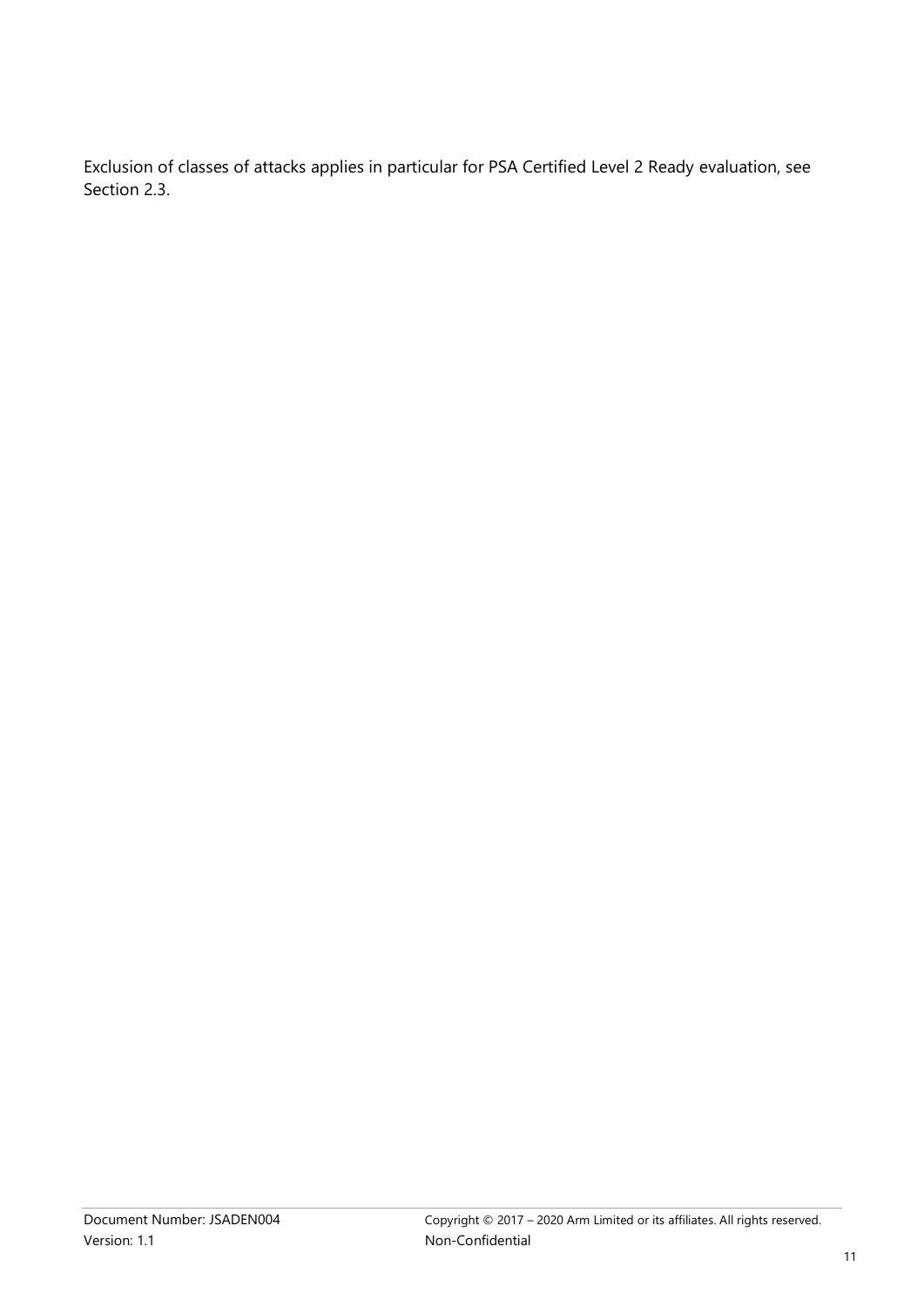Exclusion of classes of attacks applies in particular for PSA Certified Level 2 Ready evaluation, see Section 2.3.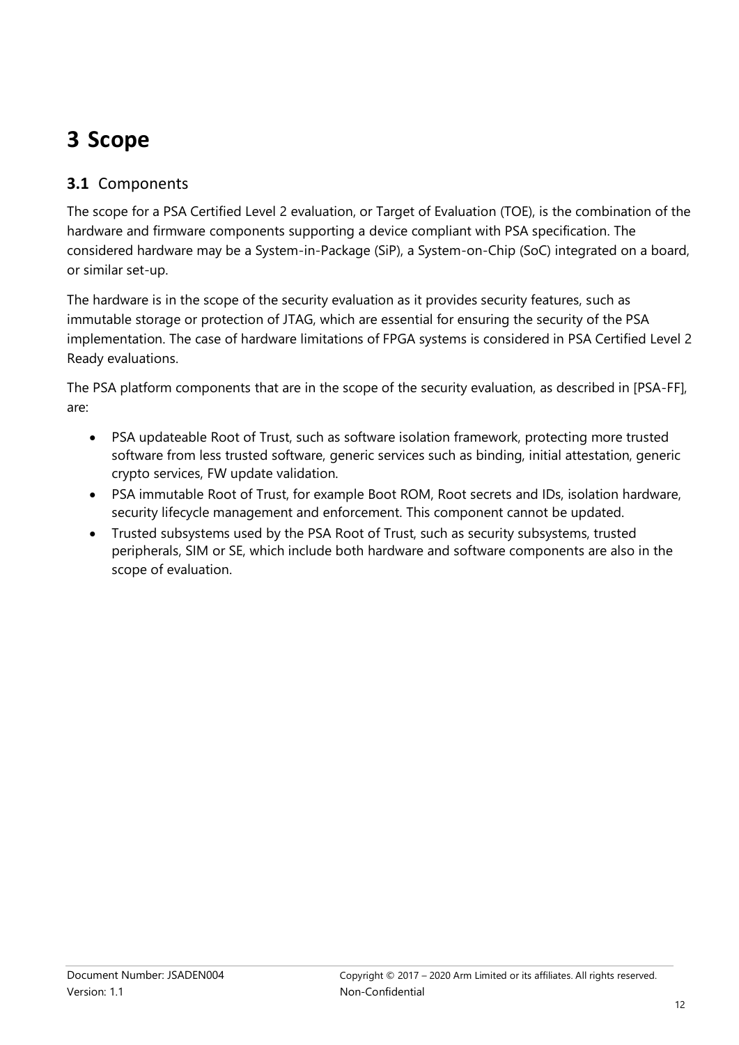# 3 Scope

## 3.1 Components

The scope for a PSA Certified Level 2 evaluation, or Target of Evaluation (TOE), is the combination of the hardware and firmware components supporting a device compliant with PSA specification. The considered hardware may be a System-in-Package (SiP), a System-on-Chip (SoC) integrated on a board, or similar set-up.

The hardware is in the scope of the security evaluation as it provides security features, such as immutable storage or protection of JTAG, which are essential for ensuring the security of the PSA implementation. The case of hardware limitations of FPGA systems is considered in PSA Certified Level 2 Ready evaluations.

The PSA platform components that are in the scope of the security evaluation, as described in [PSA-FF], are:

- PSA updateable Root of Trust, such as software isolation framework, protecting more trusted software from less trusted software, generic services such as binding, initial attestation, generic crypto services, FW update validation.
- PSA immutable Root of Trust, for example Boot ROM, Root secrets and IDs, isolation hardware, security lifecycle management and enforcement. This component cannot be updated.
- Trusted subsystems used by the PSA Root of Trust, such as security subsystems, trusted peripherals, SIM or SE, which include both hardware and software components are also in the scope of evaluation.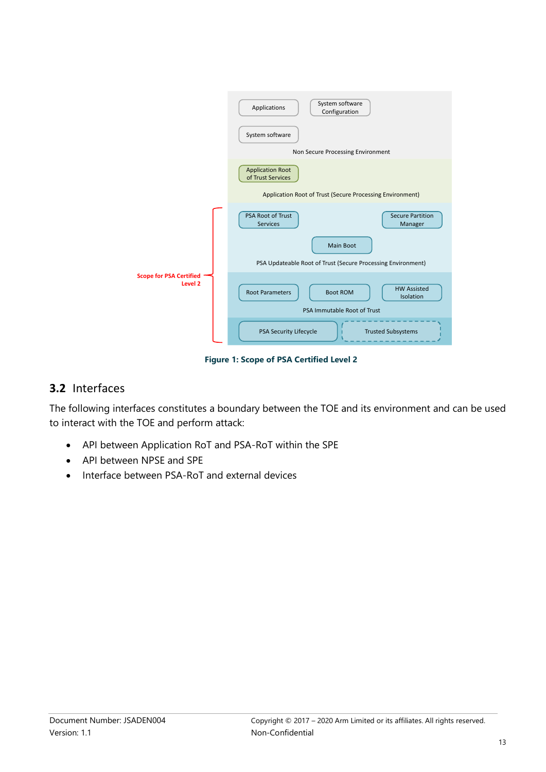Applications

System software Configuration

System software

Non Secure Processing Environment

Application Root of Trust Services

Application Root of Trust (Secure Processing Environment)

PSA Root of Trust Services

Secure Partition Manager

Main Boot

PSA Updateable Root of Trust (Secure Processing Environment)

Root Parameters

Boot ROM

HW Assisted Isolation

PSA Immutable Root of Trust

PSA Security Lifecycle

Trusted Subsystems

Scope for PSA Certified Level 2

**Figure 1: Scope of PSA Certified Level 2**

## 3.2 Interfaces

The following interfaces constitutes a boundary between the TOE and its environment and can be used to interact with the TOE and perform attack:

- API between Application RoT and PSA-RoT within the SPE
- API between NPSE and SPE
- Interface between PSA-RoT and external devices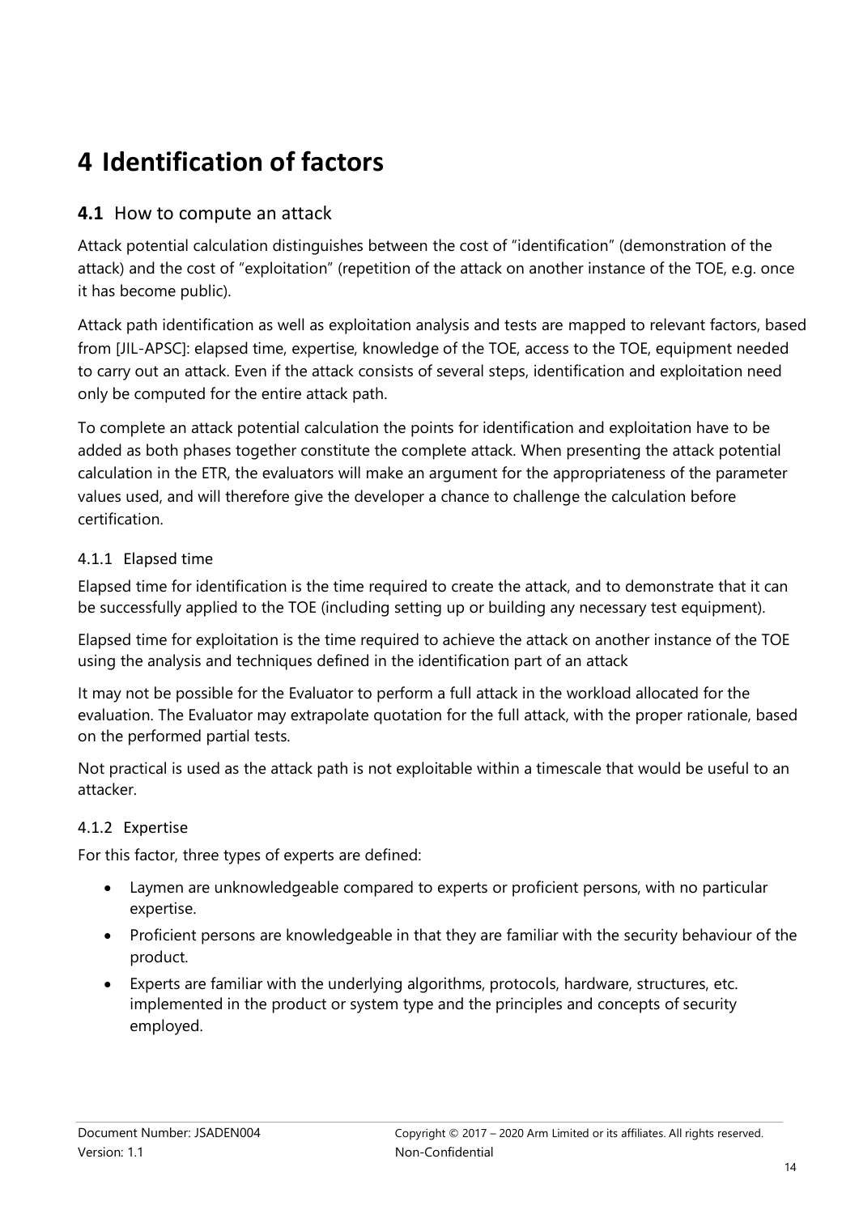# 4 Identification of factors

## 4.1 How to compute an attack

Attack potential calculation distinguishes between the cost of "identification" (demonstration of the attack) and the cost of "exploitation" (repetition of the attack on another instance of the TOE, e.g. once it has become public).

Attack path identification as well as exploitation analysis and tests are mapped to relevant factors, based from [JIL-APSC]: elapsed time, expertise, knowledge of the TOE, access to the TOE, equipment needed to carry out an attack. Even if the attack consists of several steps, identification and exploitation need only be computed for the entire attack path.

To complete an attack potential calculation the points for identification and exploitation have to be added as both phases together constitute the complete attack. When presenting the attack potential calculation in the ETR, the evaluators will make an argument for the appropriateness of the parameter values used, and will therefore give the developer a chance to challenge the calculation before certification.

### 4.1.1 Elapsed time

Elapsed time for identification is the time required to create the attack, and to demonstrate that it can be successfully applied to the TOE (including setting up or building any necessary test equipment).

Elapsed time for exploitation is the time required to achieve the attack on another instance of the TOE using the analysis and techniques defined in the identification part of an attack

It may not be possible for the Evaluator to perform a full attack in the workload allocated for the evaluation. The Evaluator may extrapolate quotation for the full attack, with the proper rationale, based on the performed partial tests.

Not practical is used as the attack path is not exploitable within a timescale that would be useful to an attacker.

### 4.1.2 Expertise

For this factor, three types of experts are defined:

- Laymen are unknowledgeable compared to experts or proficient persons, with no particular expertise.
- Proficient persons are knowledgeable in that they are familiar with the security behaviour of the product.
- Experts are familiar with the underlying algorithms, protocols, hardware, structures, etc. implemented in the product or system type and the principles and concepts of security employed.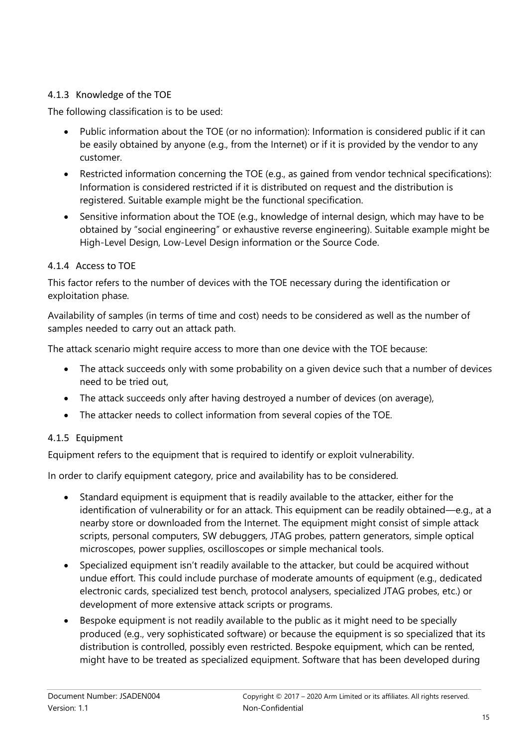### 4.1.3 Knowledge of the TOE

The following classification is to be used:

- Public information about the TOE (or no information): Information is considered public if it can be easily obtained by anyone (e.g., from the Internet) or if it is provided by the vendor to any customer.
- Restricted information concerning the TOE (e.g., as gained from vendor technical specifications): Information is considered restricted if it is distributed on request and the distribution is registered. Suitable example might be the functional specification.
- Sensitive information about the TOE (e.g., knowledge of internal design, which may have to be obtained by "social engineering" or exhaustive reverse engineering). Suitable example might be High-Level Design, Low-Level Design information or the Source Code.

### 4.1.4 Access to TOE

This factor refers to the number of devices with the TOE necessary during the identification or exploitation phase.

Availability of samples (in terms of time and cost) needs to be considered as well as the number of samples needed to carry out an attack path.

The attack scenario might require access to more than one device with the TOE because:

- The attack succeeds only with some probability on a given device such that a number of devices need to be tried out,
- The attack succeeds only after having destroyed a number of devices (on average),
- The attacker needs to collect information from several copies of the TOE.

### 4.1.5 Equipment

Equipment refers to the equipment that is required to identify or exploit vulnerability.

In order to clarify equipment category, price and availability has to be considered.

- Standard equipment is equipment that is readily available to the attacker, either for the identification of vulnerability or for an attack. This equipment can be readily obtained—e.g., at a nearby store or downloaded from the Internet. The equipment might consist of simple attack scripts, personal computers, SW debuggers, JTAG probes, pattern generators, simple optical microscopes, power supplies, oscilloscopes or simple mechanical tools.
- Specialized equipment isn't readily available to the attacker, but could be acquired without undue effort. This could include purchase of moderate amounts of equipment (e.g., dedicated electronic cards, specialized test bench, protocol analysers, specialized JTAG probes, etc.) or development of more extensive attack scripts or programs.
- Bespoke equipment is not readily available to the public as it might need to be specially produced (e.g., very sophisticated software) or because the equipment is so specialized that its distribution is controlled, possibly even restricted. Bespoke equipment, which can be rented, might have to be treated as specialized equipment. Software that has been developed during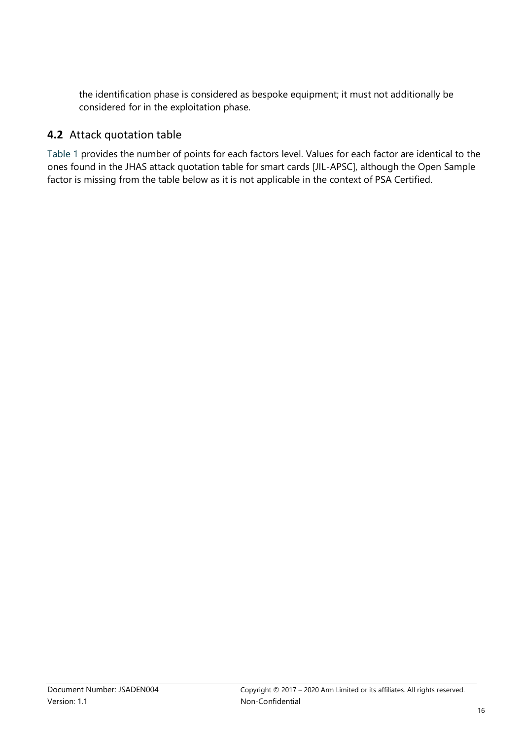the identification phase is considered as bespoke equipment; it must not additionally be considered for in the exploitation phase.

## 4.2 Attack quotation table

Table 1 provides the number of points for each factors level. Values for each factor are identical to the ones found in the JHAS attack quotation table for smart cards [JIL-APSC], although the Open Sample factor is missing from the table below as it is not applicable in the context of PSA Certified.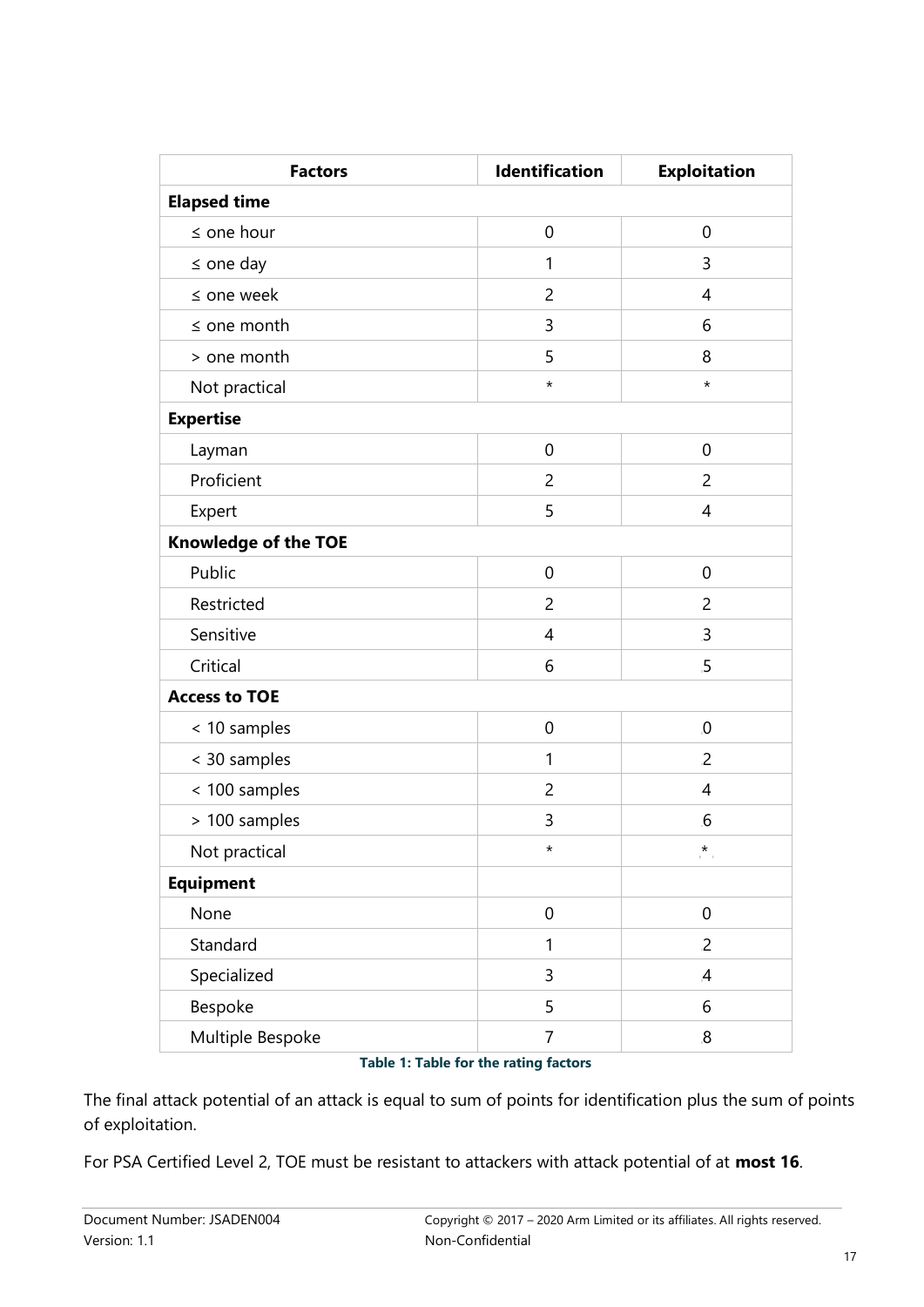| Factors | Identification | Exploitation |
|---|---|---|
| **Elapsed time** | | |
| ≤ one hour | 0 | 0 |
| ≤ one day | 1 | 3 |
| ≤ one week | 2 | 4 |
| ≤ one month | 3 | 6 |
| > one month | 5 | 8 |
| Not practical | * | * |
| **Expertise** | | |
| Layman | 0 | 0 |
| Proficient | 2 | 2 |
| Expert | 5 | 4 |
| **Knowledge of the TOE** | | |
| Public | 0 | 0 |
| Restricted | 2 | 2 |
| Sensitive | 4 | 3 |
| Critical | 6 | 5 |
| **Access to TOE** | | |
| < 10 samples | 0 | 0 |
| < 30 samples | 1 | 2 |
| < 100 samples | 2 | 4 |
| > 100 samples | 3 | 6 |
| Not practical | * | * |
| **Equipment** | | |
| None | 0 | 0 |
| Standard | 1 | 2 |
| Specialized | 3 | 4 |
| Bespoke | 5 | 6 |
| Multiple Bespoke | 7 | 8 |

**Table 1: Table for the rating factors**

The final attack potential of an attack is equal to sum of points for identification plus the sum of points of exploitation.

For PSA Certified Level 2, TOE must be resistant to attackers with attack potential of at **most 16**.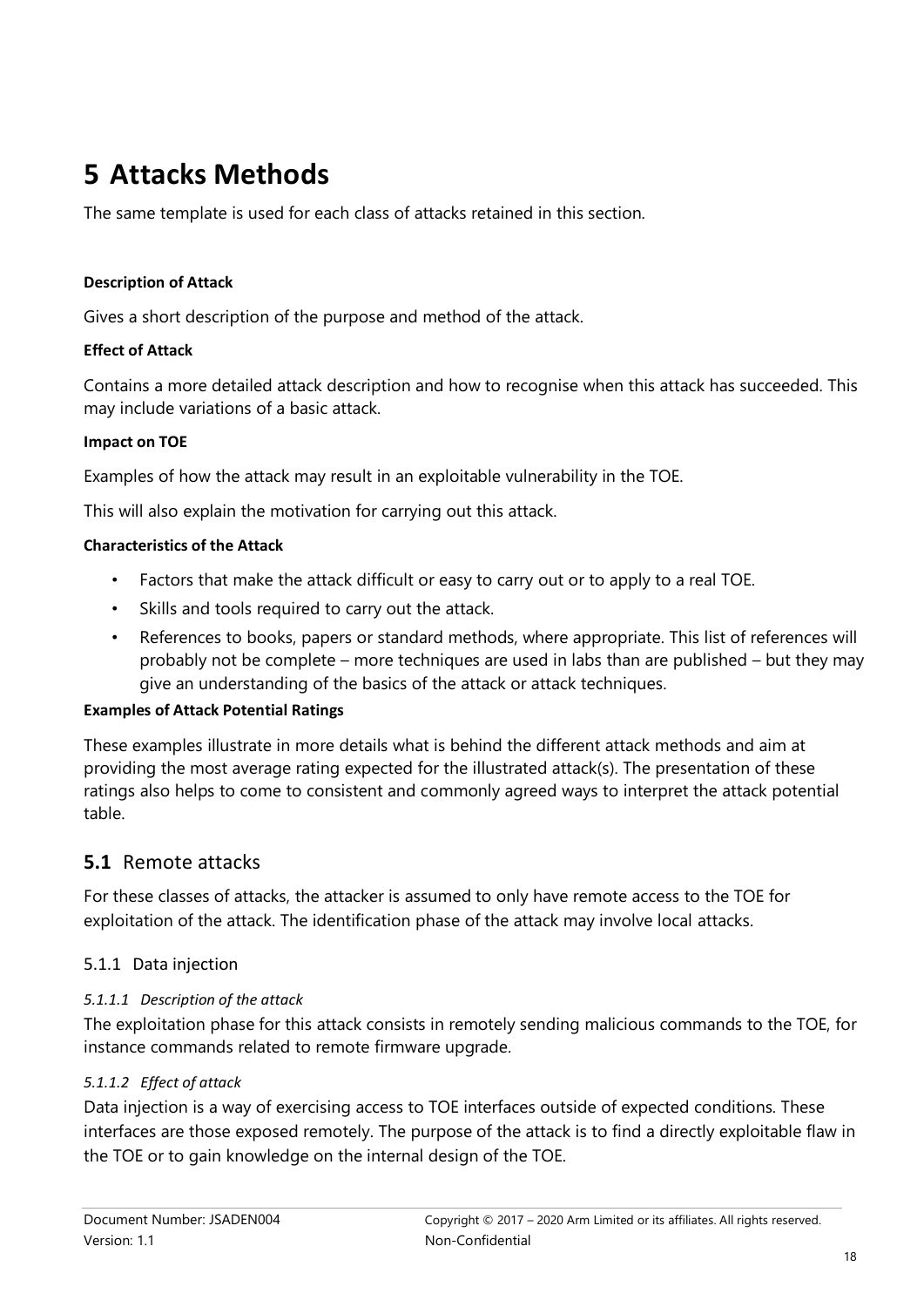# 5 Attacks Methods

The same template is used for each class of attacks retained in this section.

**Description of Attack**

Gives a short description of the purpose and method of the attack.

**Effect of Attack**

Contains a more detailed attack description and how to recognise when this attack has succeeded. This may include variations of a basic attack.

**Impact on TOE**

Examples of how the attack may result in an exploitable vulnerability in the TOE.

This will also explain the motivation for carrying out this attack.

**Characteristics of the Attack**

- Factors that make the attack difficult or easy to carry out or to apply to a real TOE.
- Skills and tools required to carry out the attack.
- References to books, papers or standard methods, where appropriate. This list of references will probably not be complete – more techniques are used in labs than are published – but they may give an understanding of the basics of the attack or attack techniques.

**Examples of Attack Potential Ratings**

These examples illustrate in more details what is behind the different attack methods and aim at providing the most average rating expected for the illustrated attack(s). The presentation of these ratings also helps to come to consistent and commonly agreed ways to interpret the attack potential table.

## 5.1 Remote attacks

For these classes of attacks, the attacker is assumed to only have remote access to the TOE for exploitation of the attack. The identification phase of the attack may involve local attacks.

### 5.1.1 Data injection

#### *5.1.1.1 Description of the attack*

The exploitation phase for this attack consists in remotely sending malicious commands to the TOE, for instance commands related to remote firmware upgrade.

#### *5.1.1.2 Effect of attack*

Data injection is a way of exercising access to TOE interfaces outside of expected conditions. These interfaces are those exposed remotely. The purpose of the attack is to find a directly exploitable flaw in the TOE or to gain knowledge on the internal design of the TOE.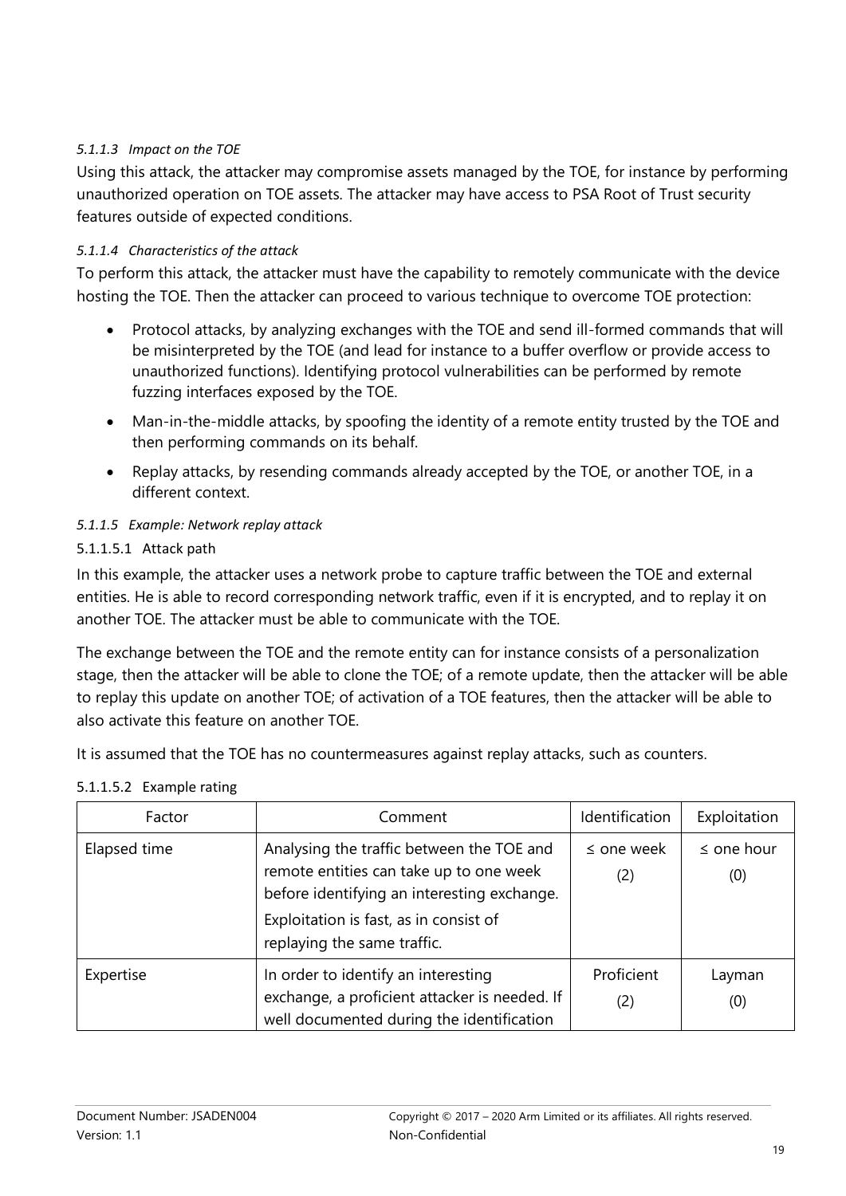#### *5.1.1.3 Impact on the TOE*

Using this attack, the attacker may compromise assets managed by the TOE, for instance by performing unauthorized operation on TOE assets. The attacker may have access to PSA Root of Trust security features outside of expected conditions.

#### *5.1.1.4 Characteristics of the attack*

To perform this attack, the attacker must have the capability to remotely communicate with the device hosting the TOE. Then the attacker can proceed to various technique to overcome TOE protection:

- Protocol attacks, by analyzing exchanges with the TOE and send ill-formed commands that will be misinterpreted by the TOE (and lead for instance to a buffer overflow or provide access to unauthorized functions). Identifying protocol vulnerabilities can be performed by remote fuzzing interfaces exposed by the TOE.
- Man-in-the-middle attacks, by spoofing the identity of a remote entity trusted by the TOE and then performing commands on its behalf.
- Replay attacks, by resending commands already accepted by the TOE, or another TOE, in a different context.

#### *5.1.1.5 Example: Network replay attack*

##### 5.1.1.5.1 Attack path

In this example, the attacker uses a network probe to capture traffic between the TOE and external entities. He is able to record corresponding network traffic, even if it is encrypted, and to replay it on another TOE. The attacker must be able to communicate with the TOE.

The exchange between the TOE and the remote entity can for instance consists of a personalization stage, then the attacker will be able to clone the TOE; of a remote update, then the attacker will be able to replay this update on another TOE; of activation of a TOE features, then the attacker will be able to also activate this feature on another TOE.

It is assumed that the TOE has no countermeasures against replay attacks, such as counters.

##### 5.1.1.5.2 Example rating

| Factor | Comment | Identification | Exploitation |
|---|---|---|---|
| Elapsed time | Analysing the traffic between the TOE and remote entities can take up to one week before identifying an interesting exchange.<br>Exploitation is fast, as in consist of replaying the same traffic. | ≤ one week (2) | ≤ one hour (0) |
| Expertise | In order to identify an interesting exchange, a proficient attacker is needed. If well documented during the identification | Proficient (2) | Layman (0) |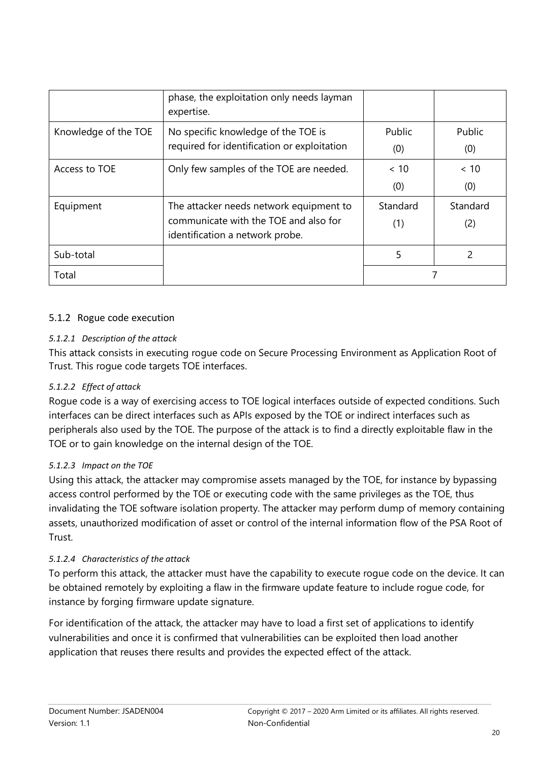| | | | |
|---|---|---|---|
| | phase, the exploitation only needs layman expertise. | | |
| Knowledge of the TOE | No specific knowledge of the TOE is required for identification or exploitation | Public (0) | Public (0) |
| Access to TOE | Only few samples of the TOE are needed. | < 10 (0) | < 10 (0) |
| Equipment | The attacker needs network equipment to communicate with the TOE and also for identification a network probe. | Standard (1) | Standard (2) |
| Sub-total | | 5 | 2 |
| Total | | 7 | |

### 5.1.2 Rogue code execution

#### *5.1.2.1 Description of the attack*

This attack consists in executing rogue code on Secure Processing Environment as Application Root of Trust. This rogue code targets TOE interfaces.

#### *5.1.2.2 Effect of attack*

Rogue code is a way of exercising access to TOE logical interfaces outside of expected conditions. Such interfaces can be direct interfaces such as APIs exposed by the TOE or indirect interfaces such as peripherals also used by the TOE. The purpose of the attack is to find a directly exploitable flaw in the TOE or to gain knowledge on the internal design of the TOE.

#### *5.1.2.3 Impact on the TOE*

Using this attack, the attacker may compromise assets managed by the TOE, for instance by bypassing access control performed by the TOE or executing code with the same privileges as the TOE, thus invalidating the TOE software isolation property. The attacker may perform dump of memory containing assets, unauthorized modification of asset or control of the internal information flow of the PSA Root of Trust.

#### *5.1.2.4 Characteristics of the attack*

To perform this attack, the attacker must have the capability to execute rogue code on the device. It can be obtained remotely by exploiting a flaw in the firmware update feature to include rogue code, for instance by forging firmware update signature.

For identification of the attack, the attacker may have to load a first set of applications to identify vulnerabilities and once it is confirmed that vulnerabilities can be exploited then load another application that reuses there results and provides the expected effect of the attack.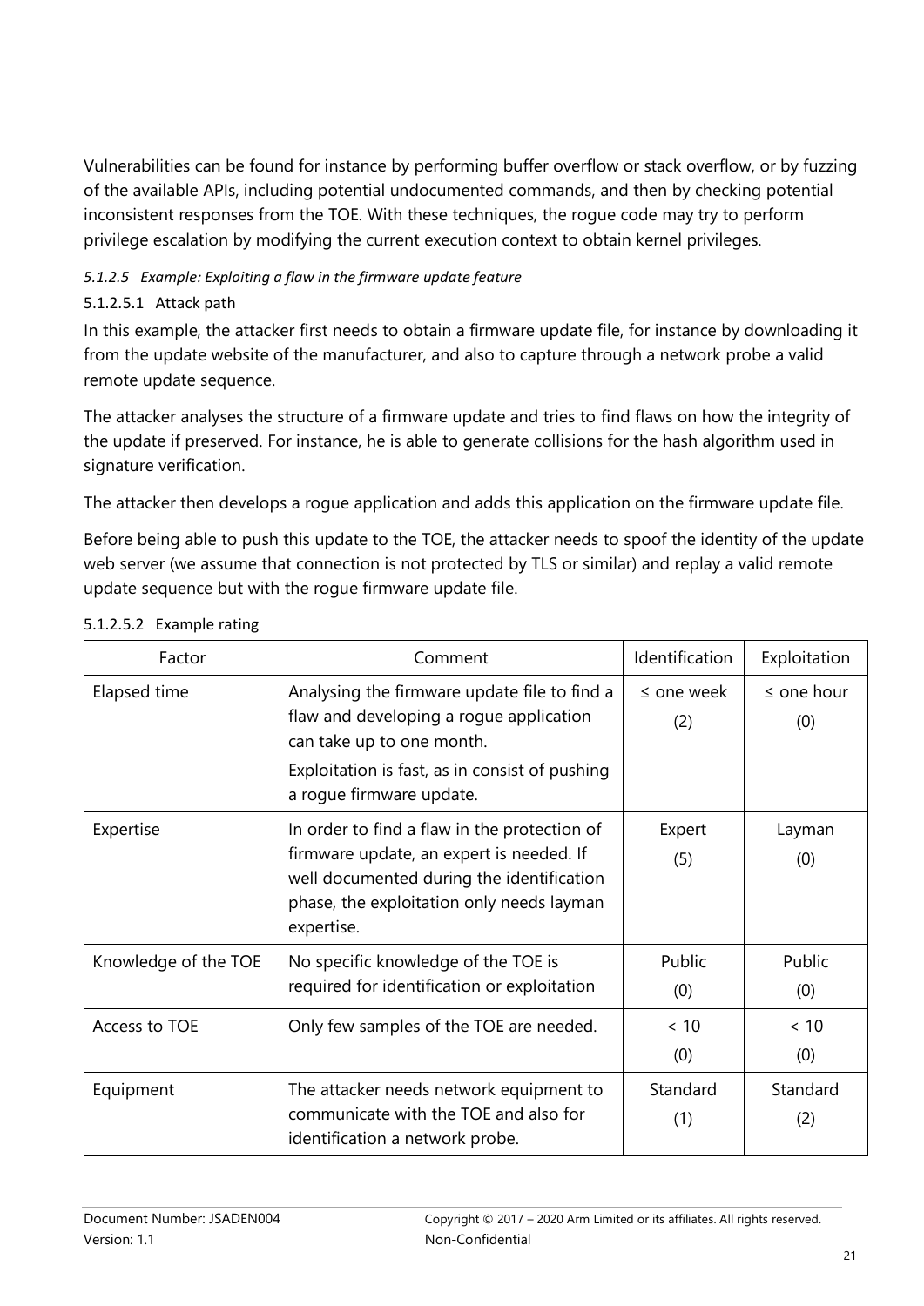Vulnerabilities can be found for instance by performing buffer overflow or stack overflow, or by fuzzing of the available APIs, including potential undocumented commands, and then by checking potential inconsistent responses from the TOE. With these techniques, the rogue code may try to perform privilege escalation by modifying the current execution context to obtain kernel privileges.

#### *5.1.2.5 Example: Exploiting a flaw in the firmware update feature*

##### 5.1.2.5.1 Attack path

In this example, the attacker first needs to obtain a firmware update file, for instance by downloading it from the update website of the manufacturer, and also to capture through a network probe a valid remote update sequence.

The attacker analyses the structure of a firmware update and tries to find flaws on how the integrity of the update if preserved. For instance, he is able to generate collisions for the hash algorithm used in signature verification.

The attacker then develops a rogue application and adds this application on the firmware update file.

Before being able to push this update to the TOE, the attacker needs to spoof the identity of the update web server (we assume that connection is not protected by TLS or similar) and replay a valid remote update sequence but with the rogue firmware update file.

##### 5.1.2.5.2 Example rating

| Factor | Comment | Identification | Exploitation |
|---|---|---|---|
| Elapsed time | Analysing the firmware update file to find a flaw and developing a rogue application can take up to one month. Exploitation is fast, as in consist of pushing a rogue firmware update. | ≤ one week (2) | ≤ one hour (0) |
| Expertise | In order to find a flaw in the protection of firmware update, an expert is needed. If well documented during the identification phase, the exploitation only needs layman expertise. | Expert (5) | Layman (0) |
| Knowledge of the TOE | No specific knowledge of the TOE is required for identification or exploitation | Public (0) | Public (0) |
| Access to TOE | Only few samples of the TOE are needed. | < 10 (0) | < 10 (0) |
| Equipment | The attacker needs network equipment to communicate with the TOE and also for identification a network probe. | Standard (1) | Standard (2) |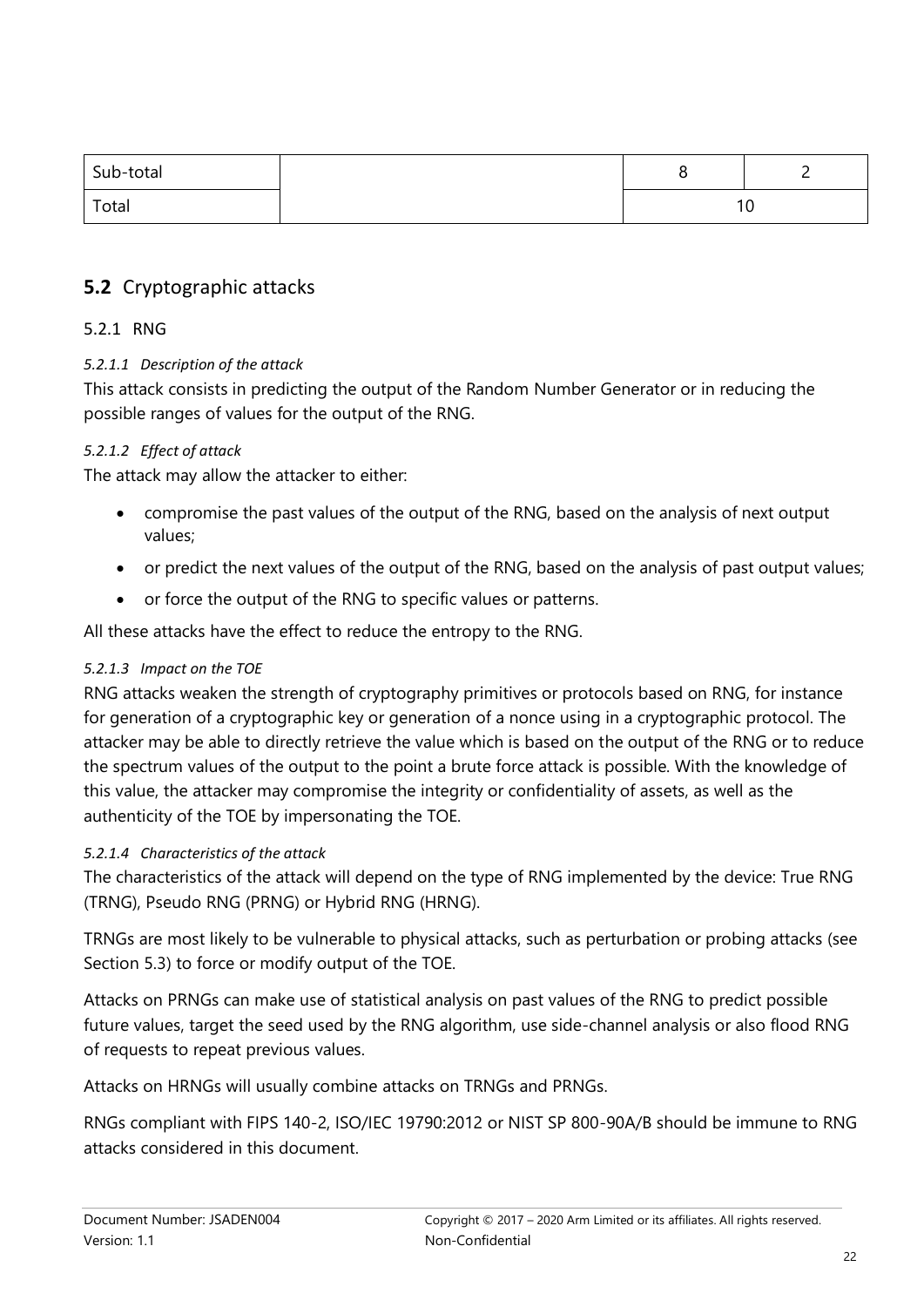| Sub-total | | 8 | 2 |
|---|---|---|---|
| Total | | 10 | |

## **5.2** Cryptographic attacks

### 5.2.1 RNG

#### *5.2.1.1 Description of the attack*

This attack consists in predicting the output of the Random Number Generator or in reducing the possible ranges of values for the output of the RNG.

#### *5.2.1.2 Effect of attack*

The attack may allow the attacker to either:

- compromise the past values of the output of the RNG, based on the analysis of next output values;
- or predict the next values of the output of the RNG, based on the analysis of past output values;
- or force the output of the RNG to specific values or patterns.

All these attacks have the effect to reduce the entropy to the RNG.

#### *5.2.1.3 Impact on the TOE*

RNG attacks weaken the strength of cryptography primitives or protocols based on RNG, for instance for generation of a cryptographic key or generation of a nonce using in a cryptographic protocol. The attacker may be able to directly retrieve the value which is based on the output of the RNG or to reduce the spectrum values of the output to the point a brute force attack is possible. With the knowledge of this value, the attacker may compromise the integrity or confidentiality of assets, as well as the authenticity of the TOE by impersonating the TOE.

#### *5.2.1.4 Characteristics of the attack*

The characteristics of the attack will depend on the type of RNG implemented by the device: True RNG (TRNG), Pseudo RNG (PRNG) or Hybrid RNG (HRNG).

TRNGs are most likely to be vulnerable to physical attacks, such as perturbation or probing attacks (see Section 5.3) to force or modify output of the TOE.

Attacks on PRNGs can make use of statistical analysis on past values of the RNG to predict possible future values, target the seed used by the RNG algorithm, use side-channel analysis or also flood RNG of requests to repeat previous values.

Attacks on HRNGs will usually combine attacks on TRNGs and PRNGs.

RNGs compliant with FIPS 140-2, ISO/IEC 19790:2012 or NIST SP 800-90A/B should be immune to RNG attacks considered in this document.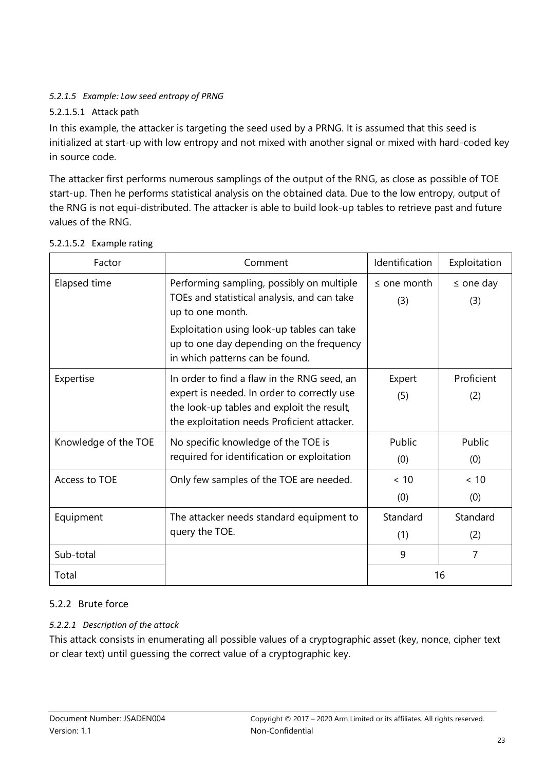#### *5.2.1.5 Example: Low seed entropy of PRNG*

##### 5.2.1.5.1 Attack path

In this example, the attacker is targeting the seed used by a PRNG. It is assumed that this seed is initialized at start-up with low entropy and not mixed with another signal or mixed with hard-coded key in source code.

The attacker first performs numerous samplings of the output of the RNG, as close as possible of TOE start-up. Then he performs statistical analysis on the obtained data. Due to the low entropy, output of the RNG is not equi-distributed. The attacker is able to build look-up tables to retrieve past and future values of the RNG.

##### 5.2.1.5.2 Example rating

| Factor | Comment | Identification | Exploitation |
|---|---|---|---|
| Elapsed time | Performing sampling, possibly on multiple TOEs and statistical analysis, and can take up to one month.<br><br>Exploitation using look-up tables can take up to one day depending on the frequency in which patterns can be found. | ≤ one month<br>(3) | ≤ one day<br>(3) |
| Expertise | In order to find a flaw in the RNG seed, an expert is needed. In order to correctly use the look-up tables and exploit the result, the exploitation needs Proficient attacker. | Expert<br>(5) | Proficient<br>(2) |
| Knowledge of the TOE | No specific knowledge of the TOE is required for identification or exploitation | Public<br>(0) | Public<br>(0) |
| Access to TOE | Only few samples of the TOE are needed. | < 10<br>(0) | < 10<br>(0) |
| Equipment | The attacker needs standard equipment to query the TOE. | Standard<br>(1) | Standard<br>(2) |
| Sub-total | | 9 | 7 |
| Total | | 16 | |

### 5.2.2 Brute force

#### *5.2.2.1 Description of the attack*

This attack consists in enumerating all possible values of a cryptographic asset (key, nonce, cipher text or clear text) until guessing the correct value of a cryptographic key.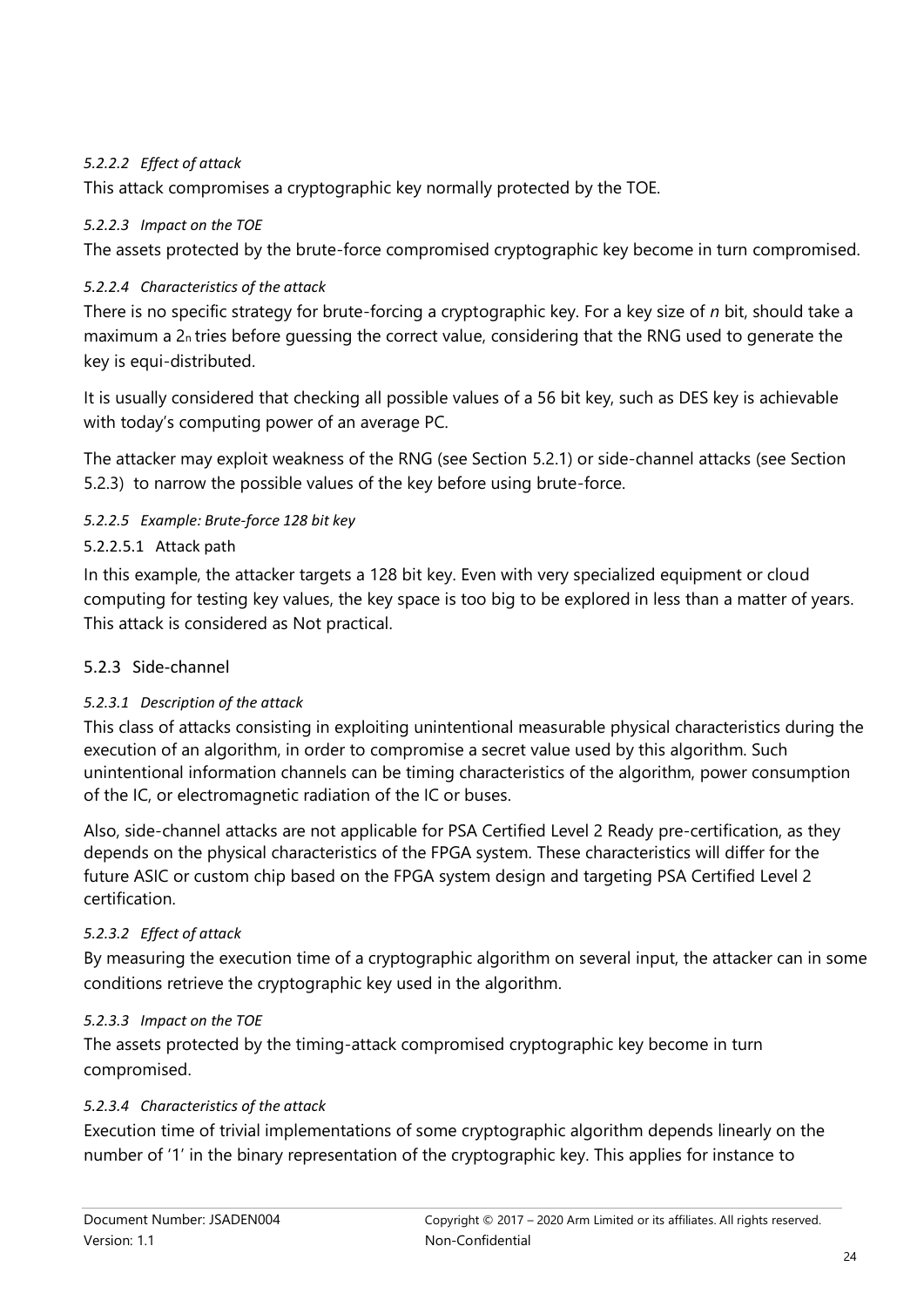#### *5.2.2.2 Effect of attack*

This attack compromises a cryptographic key normally protected by the TOE.

#### *5.2.2.3 Impact on the TOE*

The assets protected by the brute-force compromised cryptographic key become in turn compromised.

#### *5.2.2.4 Characteristics of the attack*

There is no specific strategy for brute-forcing a cryptographic key. For a key size of *n* bit, should take a maximum a $2_n$ tries before guessing the correct value, considering that the RNG used to generate the key is equi-distributed.

It is usually considered that checking all possible values of a 56 bit key, such as DES key is achievable with today's computing power of an average PC.

The attacker may exploit weakness of the RNG (see Section 5.2.1) or side-channel attacks (see Section 5.2.3) to narrow the possible values of the key before using brute-force.

#### *5.2.2.5 Example: Brute-force 128 bit key*

##### 5.2.2.5.1 Attack path

In this example, the attacker targets a 128 bit key. Even with very specialized equipment or cloud computing for testing key values, the key space is too big to be explored in less than a matter of years. This attack is considered as Not practical.

### 5.2.3 Side-channel

#### *5.2.3.1 Description of the attack*

This class of attacks consisting in exploiting unintentional measurable physical characteristics during the execution of an algorithm, in order to compromise a secret value used by this algorithm. Such unintentional information channels can be timing characteristics of the algorithm, power consumption of the IC, or electromagnetic radiation of the IC or buses.

Also, side-channel attacks are not applicable for PSA Certified Level 2 Ready pre-certification, as they depends on the physical characteristics of the FPGA system. These characteristics will differ for the future ASIC or custom chip based on the FPGA system design and targeting PSA Certified Level 2 certification.

#### *5.2.3.2 Effect of attack*

By measuring the execution time of a cryptographic algorithm on several input, the attacker can in some conditions retrieve the cryptographic key used in the algorithm.

#### *5.2.3.3 Impact on the TOE*

The assets protected by the timing-attack compromised cryptographic key become in turn compromised.

#### *5.2.3.4 Characteristics of the attack*

Execution time of trivial implementations of some cryptographic algorithm depends linearly on the number of '1' in the binary representation of the cryptographic key. This applies for instance to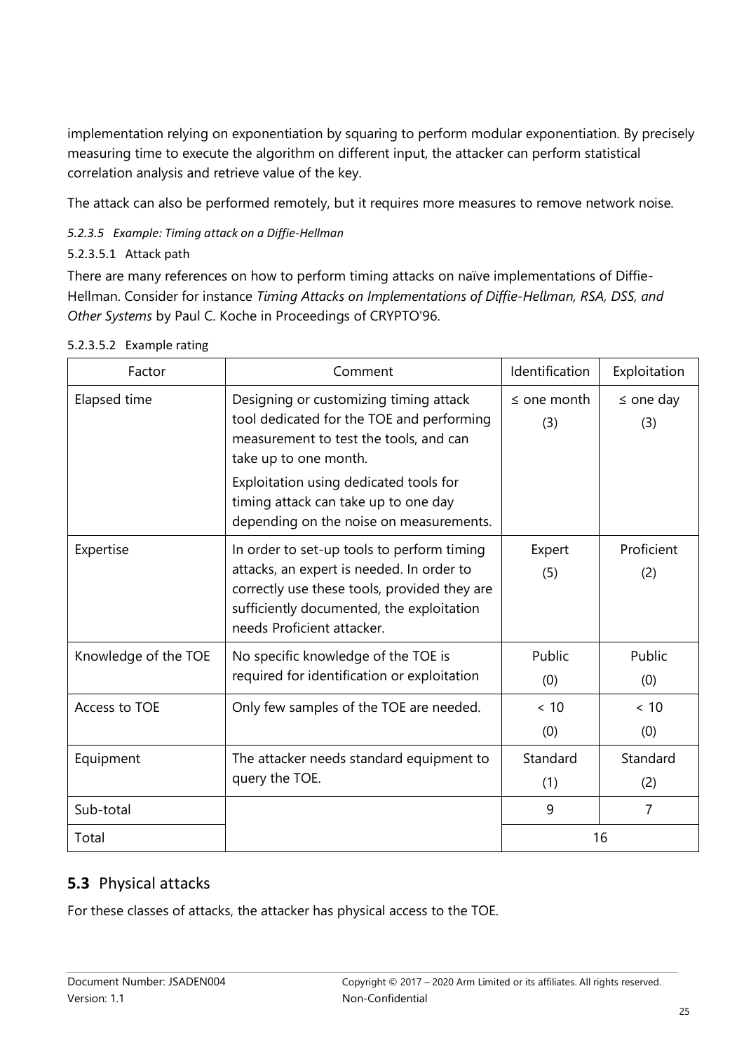implementation relying on exponentiation by squaring to perform modular exponentiation. By precisely measuring time to execute the algorithm on different input, the attacker can perform statistical correlation analysis and retrieve value of the key.

The attack can also be performed remotely, but it requires more measures to remove network noise.

#### *5.2.3.5 Example: Timing attack on a Diffie-Hellman*

##### 5.2.3.5.1 Attack path

There are many references on how to perform timing attacks on naïve implementations of Diffie-Hellman. Consider for instance *Timing Attacks on Implementations of Diffie-Hellman, RSA, DSS, and Other Systems* by Paul C. Koche in Proceedings of CRYPTO'96.

##### 5.2.3.5.2 Example rating

| Factor | Comment | Identification | Exploitation |
|---|---|---|---|
| Elapsed time | Designing or customizing timing attack tool dedicated for the TOE and performing measurement to test the tools, and can take up to one month.<br><br>Exploitation using dedicated tools for timing attack can take up to one day depending on the noise on measurements. | ≤ one month (3) | ≤ one day (3) |
| Expertise | In order to set-up tools to perform timing attacks, an expert is needed. In order to correctly use these tools, provided they are sufficiently documented, the exploitation needs Proficient attacker. | Expert (5) | Proficient (2) |
| Knowledge of the TOE | No specific knowledge of the TOE is required for identification or exploitation | Public (0) | Public (0) |
| Access to TOE | Only few samples of the TOE are needed. | < 10 (0) | < 10 (0) |
| Equipment | The attacker needs standard equipment to query the TOE. | Standard (1) | Standard (2) |
| Sub-total | | 9 | 7 |
| Total | | 16 | |

## **5.3** Physical attacks

For these classes of attacks, the attacker has physical access to the TOE.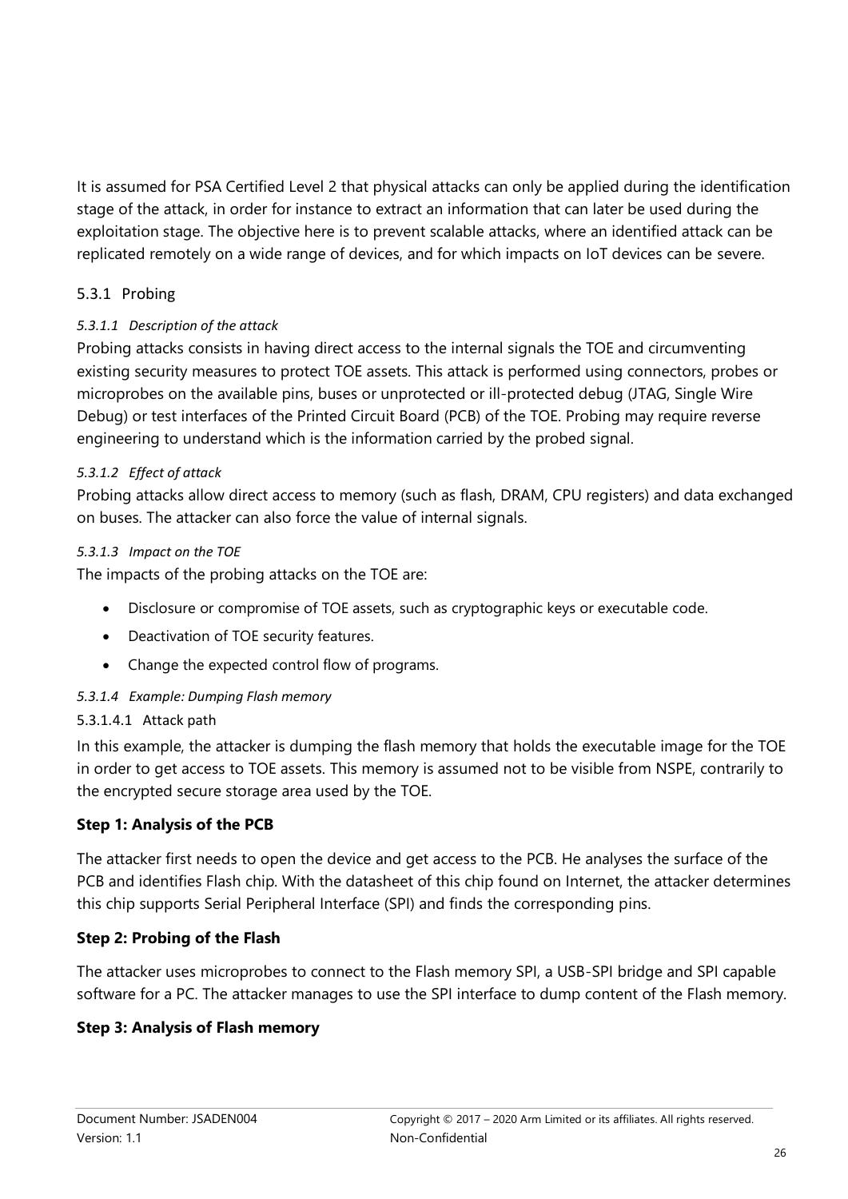It is assumed for PSA Certified Level 2 that physical attacks can only be applied during the identification stage of the attack, in order for instance to extract an information that can later be used during the exploitation stage. The objective here is to prevent scalable attacks, where an identified attack can be replicated remotely on a wide range of devices, and for which impacts on IoT devices can be severe.

### 5.3.1 Probing

#### *5.3.1.1 Description of the attack*

Probing attacks consists in having direct access to the internal signals the TOE and circumventing existing security measures to protect TOE assets. This attack is performed using connectors, probes or microprobes on the available pins, buses or unprotected or ill-protected debug (JTAG, Single Wire Debug) or test interfaces of the Printed Circuit Board (PCB) of the TOE. Probing may require reverse engineering to understand which is the information carried by the probed signal.

#### *5.3.1.2 Effect of attack*

Probing attacks allow direct access to memory (such as flash, DRAM, CPU registers) and data exchanged on buses. The attacker can also force the value of internal signals.

#### *5.3.1.3 Impact on the TOE*

The impacts of the probing attacks on the TOE are:

- Disclosure or compromise of TOE assets, such as cryptographic keys or executable code.
- Deactivation of TOE security features.
- Change the expected control flow of programs.

#### *5.3.1.4 Example: Dumping Flash memory*

##### 5.3.1.4.1 Attack path

In this example, the attacker is dumping the flash memory that holds the executable image for the TOE in order to get access to TOE assets. This memory is assumed not to be visible from NSPE, contrarily to the encrypted secure storage area used by the TOE.

**Step 1: Analysis of the PCB**

The attacker first needs to open the device and get access to the PCB. He analyses the surface of the PCB and identifies Flash chip. With the datasheet of this chip found on Internet, the attacker determines this chip supports Serial Peripheral Interface (SPI) and finds the corresponding pins.

**Step 2: Probing of the Flash**

The attacker uses microprobes to connect to the Flash memory SPI, a USB-SPI bridge and SPI capable software for a PC. The attacker manages to use the SPI interface to dump content of the Flash memory.

**Step 3: Analysis of Flash memory**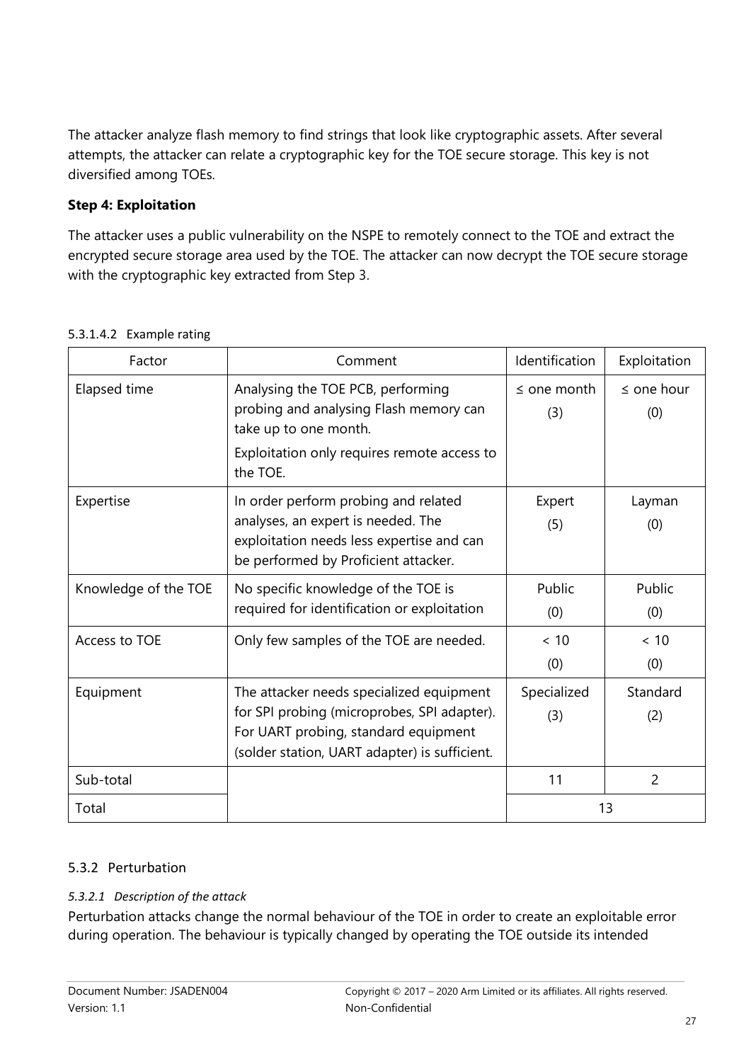The attacker analyze flash memory to find strings that look like cryptographic assets. After several attempts, the attacker can relate a cryptographic key for the TOE secure storage. This key is not diversified among TOEs.

**Step 4: Exploitation**

The attacker uses a public vulnerability on the NSPE to remotely connect to the TOE and extract the encrypted secure storage area used by the TOE. The attacker can now decrypt the TOE secure storage with the cryptographic key extracted from Step 3.

##### 5.3.1.4.2 Example rating

| Factor | Comment | Identification | Exploitation |
|---|---|---|---|
| Elapsed time | Analysing the TOE PCB, performing probing and analysing Flash memory can take up to one month.<br>Exploitation only requires remote access to the TOE. | ≤ one month<br>(3) | ≤ one hour<br>(0) |
| Expertise | In order perform probing and related analyses, an expert is needed. The exploitation needs less expertise and can be performed by Proficient attacker. | Expert<br>(5) | Layman<br>(0) |
| Knowledge of the TOE | No specific knowledge of the TOE is required for identification or exploitation | Public<br>(0) | Public<br>(0) |
| Access to TOE | Only few samples of the TOE are needed. | < 10<br>(0) | < 10<br>(0) |
| Equipment | The attacker needs specialized equipment for SPI probing (microprobes, SPI adapter). For UART probing, standard equipment (solder station, UART adapter) is sufficient. | Specialized<br>(3) | Standard<br>(2) |
| Sub-total | | 11 | 2 |
| Total | | 13 | |

### 5.3.2 Perturbation

#### *5.3.2.1 Description of the attack*

Perturbation attacks change the normal behaviour of the TOE in order to create an exploitable error during operation. The behaviour is typically changed by operating the TOE outside its intended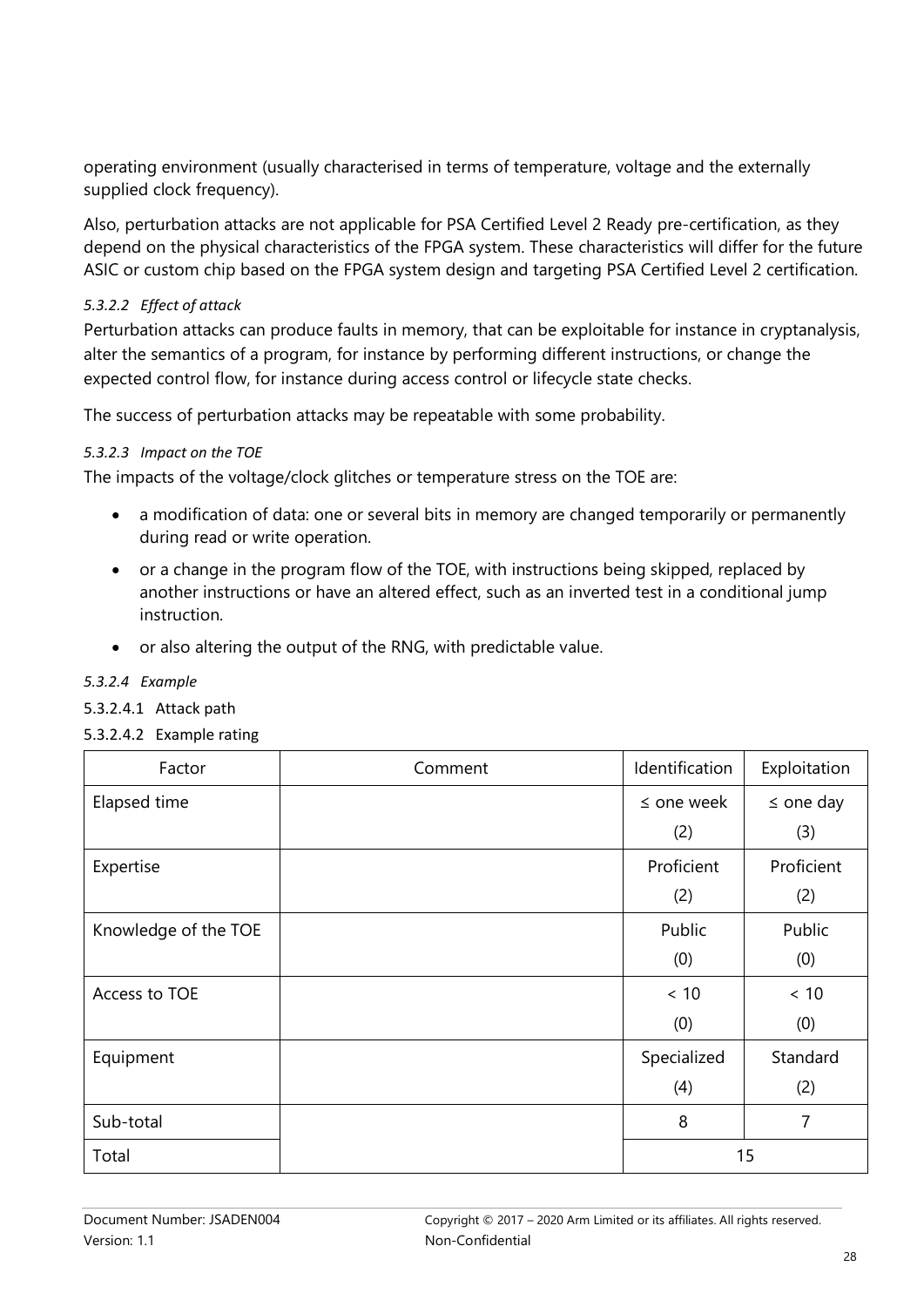operating environment (usually characterised in terms of temperature, voltage and the externally supplied clock frequency).

Also, perturbation attacks are not applicable for PSA Certified Level 2 Ready pre-certification, as they depend on the physical characteristics of the FPGA system. These characteristics will differ for the future ASIC or custom chip based on the FPGA system design and targeting PSA Certified Level 2 certification.

#### *5.3.2.2 Effect of attack*

Perturbation attacks can produce faults in memory, that can be exploitable for instance in cryptanalysis, alter the semantics of a program, for instance by performing different instructions, or change the expected control flow, for instance during access control or lifecycle state checks.

The success of perturbation attacks may be repeatable with some probability.

#### *5.3.2.3 Impact on the TOE*

The impacts of the voltage/clock glitches or temperature stress on the TOE are:

- a modification of data: one or several bits in memory are changed temporarily or permanently during read or write operation.
- or a change in the program flow of the TOE, with instructions being skipped, replaced by another instructions or have an altered effect, such as an inverted test in a conditional jump instruction.
- or also altering the output of the RNG, with predictable value.

#### *5.3.2.4 Example*

##### 5.3.2.4.1 Attack path

##### 5.3.2.4.2 Example rating

| Factor | Comment | Identification | Exploitation |
|---|---|---|---|
| Elapsed time | | ≤ one week (2) | ≤ one day (3) |
| Expertise | | Proficient (2) | Proficient (2) |
| Knowledge of the TOE | | Public (0) | Public (0) |
| Access to TOE | | < 10 (0) | < 10 (0) |
| Equipment | | Specialized (4) | Standard (2) |
| Sub-total | | 8 | 7 |
| Total | | 15 | |

Document Number: JSADEN004
Version: 1.1

Copyright © 2017 – 2020 Arm Limited or its affiliates. All rights reserved.
Non-Confidential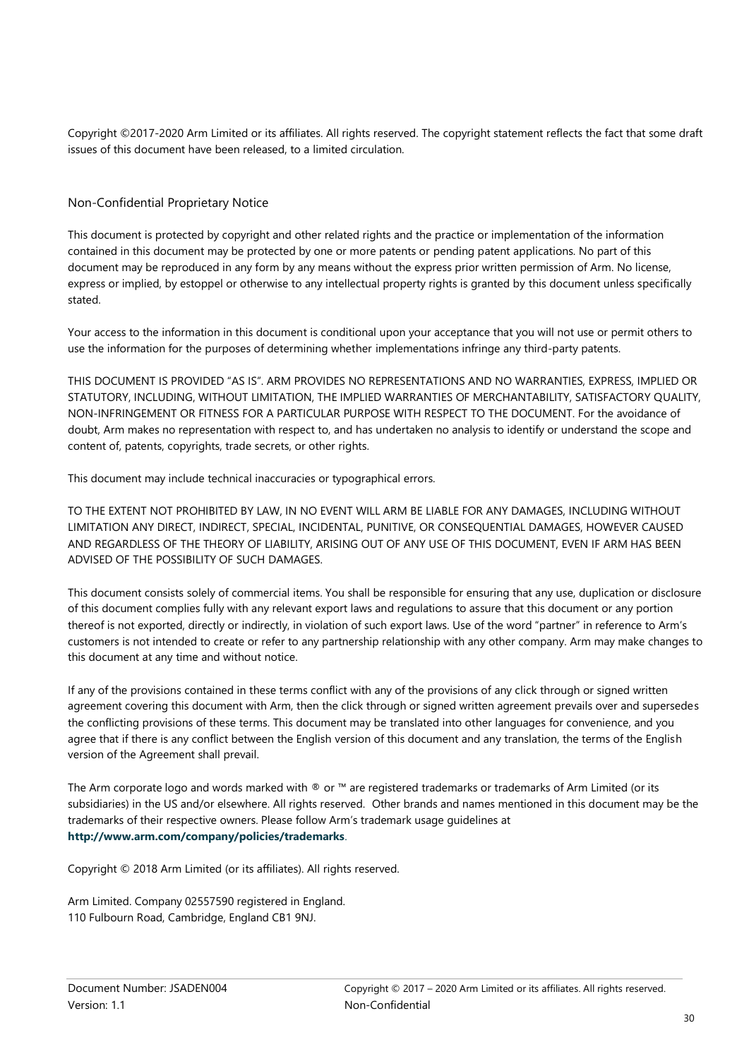Copyright ©2017-2020 Arm Limited or its affiliates. All rights reserved. The copyright statement reflects the fact that some draft issues of this document have been released, to a limited circulation.

## Non-Confidential Proprietary Notice

This document is protected by copyright and other related rights and the practice or implementation of the information contained in this document may be protected by one or more patents or pending patent applications. No part of this document may be reproduced in any form by any means without the express prior written permission of Arm. No license, express or implied, by estoppel or otherwise to any intellectual property rights is granted by this document unless specifically stated.

Your access to the information in this document is conditional upon your acceptance that you will not use or permit others to use the information for the purposes of determining whether implementations infringe any third-party patents.

THIS DOCUMENT IS PROVIDED "AS IS". ARM PROVIDES NO REPRESENTATIONS AND NO WARRANTIES, EXPRESS, IMPLIED OR STATUTORY, INCLUDING, WITHOUT LIMITATION, THE IMPLIED WARRANTIES OF MERCHANTABILITY, SATISFACTORY QUALITY, NON-INFRINGEMENT OR FITNESS FOR A PARTICULAR PURPOSE WITH RESPECT TO THE DOCUMENT. For the avoidance of doubt, Arm makes no representation with respect to, and has undertaken no analysis to identify or understand the scope and content of, patents, copyrights, trade secrets, or other rights.

This document may include technical inaccuracies or typographical errors.

TO THE EXTENT NOT PROHIBITED BY LAW, IN NO EVENT WILL ARM BE LIABLE FOR ANY DAMAGES, INCLUDING WITHOUT LIMITATION ANY DIRECT, INDIRECT, SPECIAL, INCIDENTAL, PUNITIVE, OR CONSEQUENTIAL DAMAGES, HOWEVER CAUSED AND REGARDLESS OF THE THEORY OF LIABILITY, ARISING OUT OF ANY USE OF THIS DOCUMENT, EVEN IF ARM HAS BEEN ADVISED OF THE POSSIBILITY OF SUCH DAMAGES.

This document consists solely of commercial items. You shall be responsible for ensuring that any use, duplication or disclosure of this document complies fully with any relevant export laws and regulations to assure that this document or any portion thereof is not exported, directly or indirectly, in violation of such export laws. Use of the word "partner" in reference to Arm's customers is not intended to create or refer to any partnership relationship with any other company. Arm may make changes to this document at any time and without notice.

If any of the provisions contained in these terms conflict with any of the provisions of any click through or signed written agreement covering this document with Arm, then the click through or signed written agreement prevails over and supersedes the conflicting provisions of these terms. This document may be translated into other languages for convenience, and you agree that if there is any conflict between the English version of this document and any translation, the terms of the English version of the Agreement shall prevail.

The Arm corporate logo and words marked with ® or ™ are registered trademarks or trademarks of Arm Limited (or its subsidiaries) in the US and/or elsewhere. All rights reserved. Other brands and names mentioned in this document may be the trademarks of their respective owners. Please follow Arm's trademark usage guidelines at **http://www.arm.com/company/policies/trademarks**.

Copyright © 2018 Arm Limited (or its affiliates). All rights reserved.

Arm Limited. Company 02557590 registered in England.
110 Fulbourn Road, Cambridge, England CB1 9NJ.